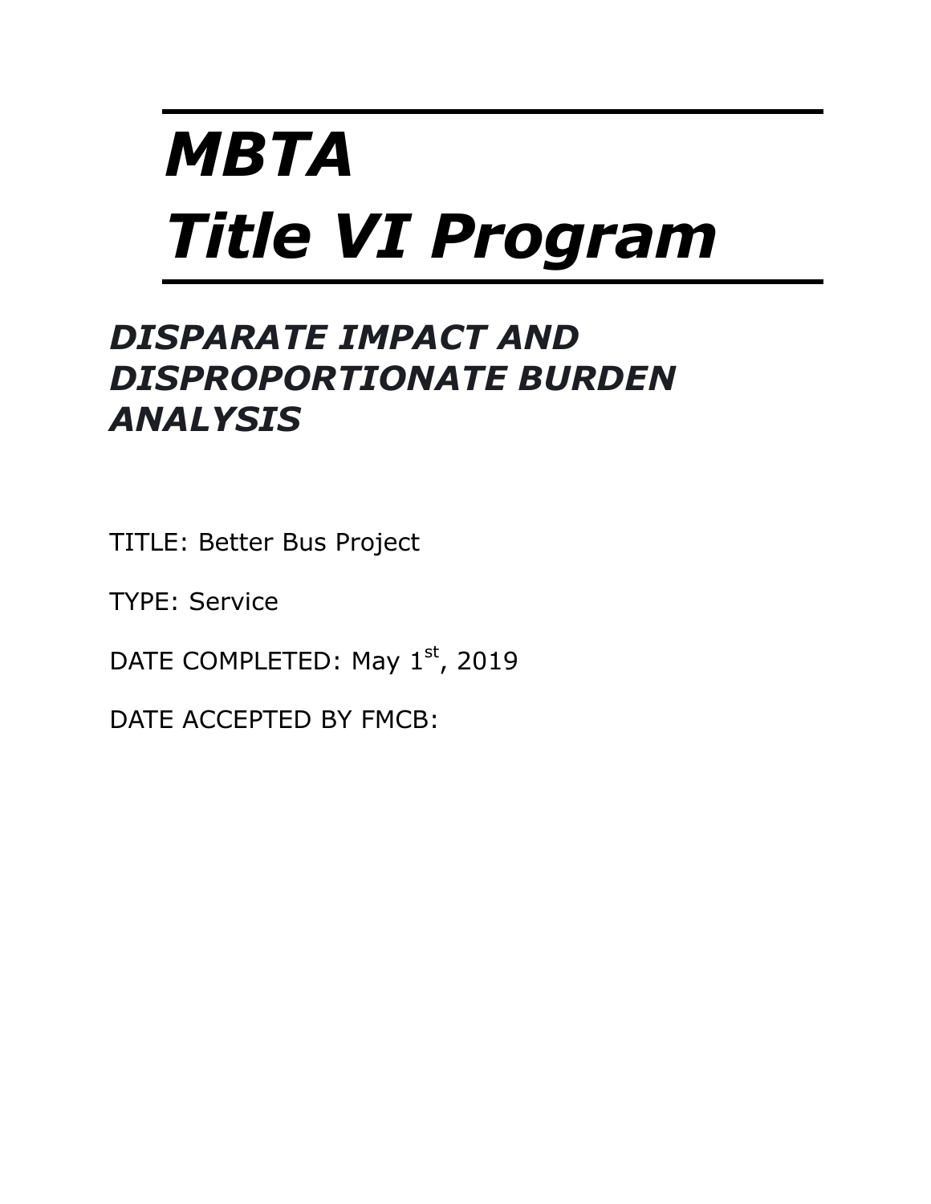# *MBTA*
# *Title VI Program*

## *DISPARATE IMPACT AND DISPROPORTIONATE BURDEN ANALYSIS*

TITLE: Better Bus Project

TYPE: Service

DATE COMPLETED: May 1st, 2019

DATE ACCEPTED BY FMCB: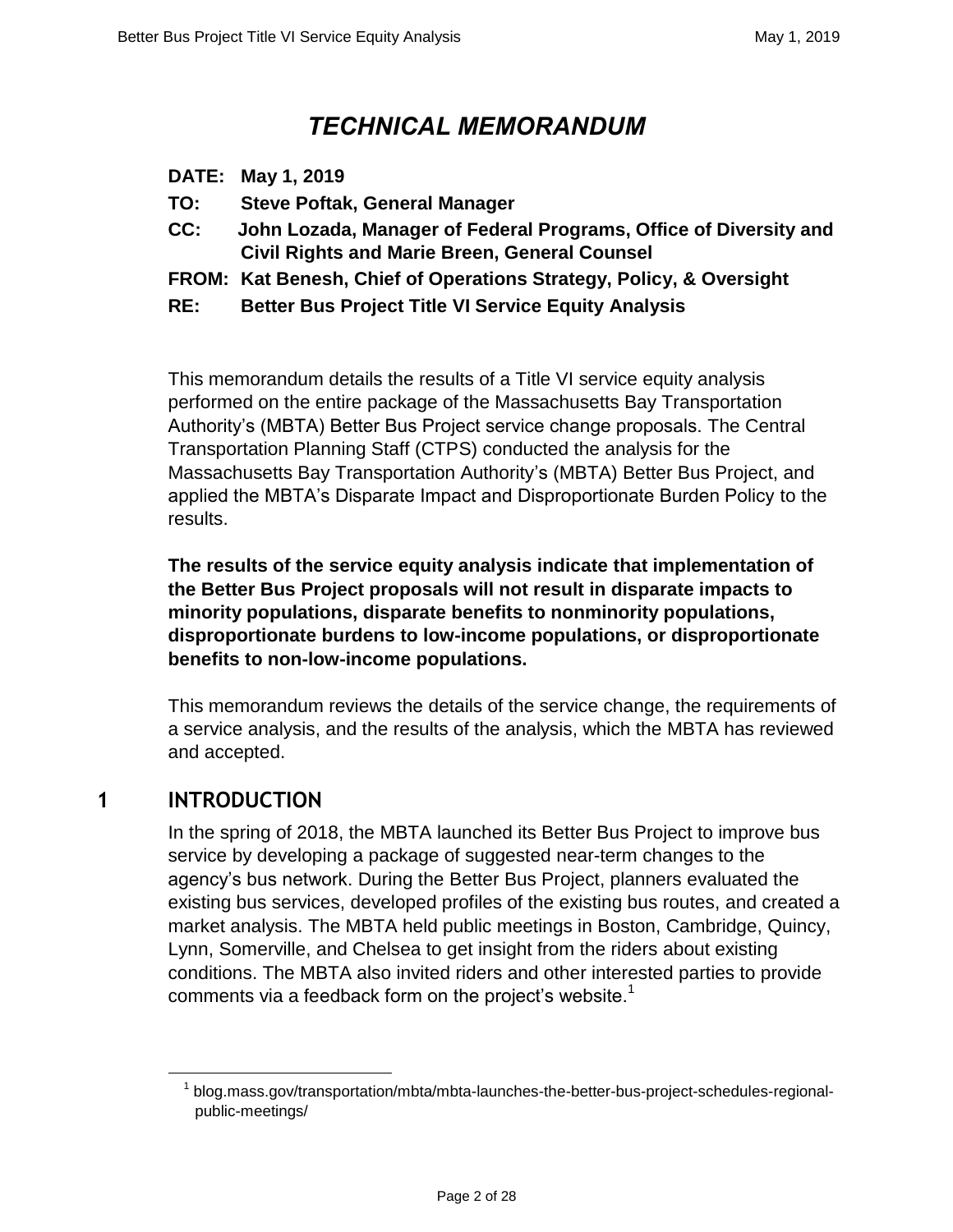# *TECHNICAL MEMORANDUM*

**DATE: May 1, 2019**

**TO: Steve Poftak, General Manager**

**CC: John Lozada, Manager of Federal Programs, Office of Diversity and Civil Rights and Marie Breen, General Counsel**

**FROM: Kat Benesh, Chief of Operations Strategy, Policy, & Oversight**

**RE: Better Bus Project Title VI Service Equity Analysis**

This memorandum details the results of a Title VI service equity analysis performed on the entire package of the Massachusetts Bay Transportation Authority's (MBTA) Better Bus Project service change proposals. The Central Transportation Planning Staff (CTPS) conducted the analysis for the Massachusetts Bay Transportation Authority's (MBTA) Better Bus Project, and applied the MBTA's Disparate Impact and Disproportionate Burden Policy to the results.

**The results of the service equity analysis indicate that implementation of the Better Bus Project proposals will not result in disparate impacts to minority populations, disparate benefits to nonminority populations, disproportionate burdens to low-income populations, or disproportionate benefits to non-low-income populations.**

This memorandum reviews the details of the service change, the requirements of a service analysis, and the results of the analysis, which the MBTA has reviewed and accepted.

## 1 INTRODUCTION

In the spring of 2018, the MBTA launched its Better Bus Project to improve bus service by developing a package of suggested near-term changes to the agency's bus network. During the Better Bus Project, planners evaluated the existing bus services, developed profiles of the existing bus routes, and created a market analysis. The MBTA held public meetings in Boston, Cambridge, Quincy, Lynn, Somerville, and Chelsea to get insight from the riders about existing conditions. The MBTA also invited riders and other interested parties to provide comments via a feedback form on the project's website.[1]

[1] blog.mass.gov/transportation/mbta/mbta-launches-the-better-bus-project-schedules-regional-public-meetings/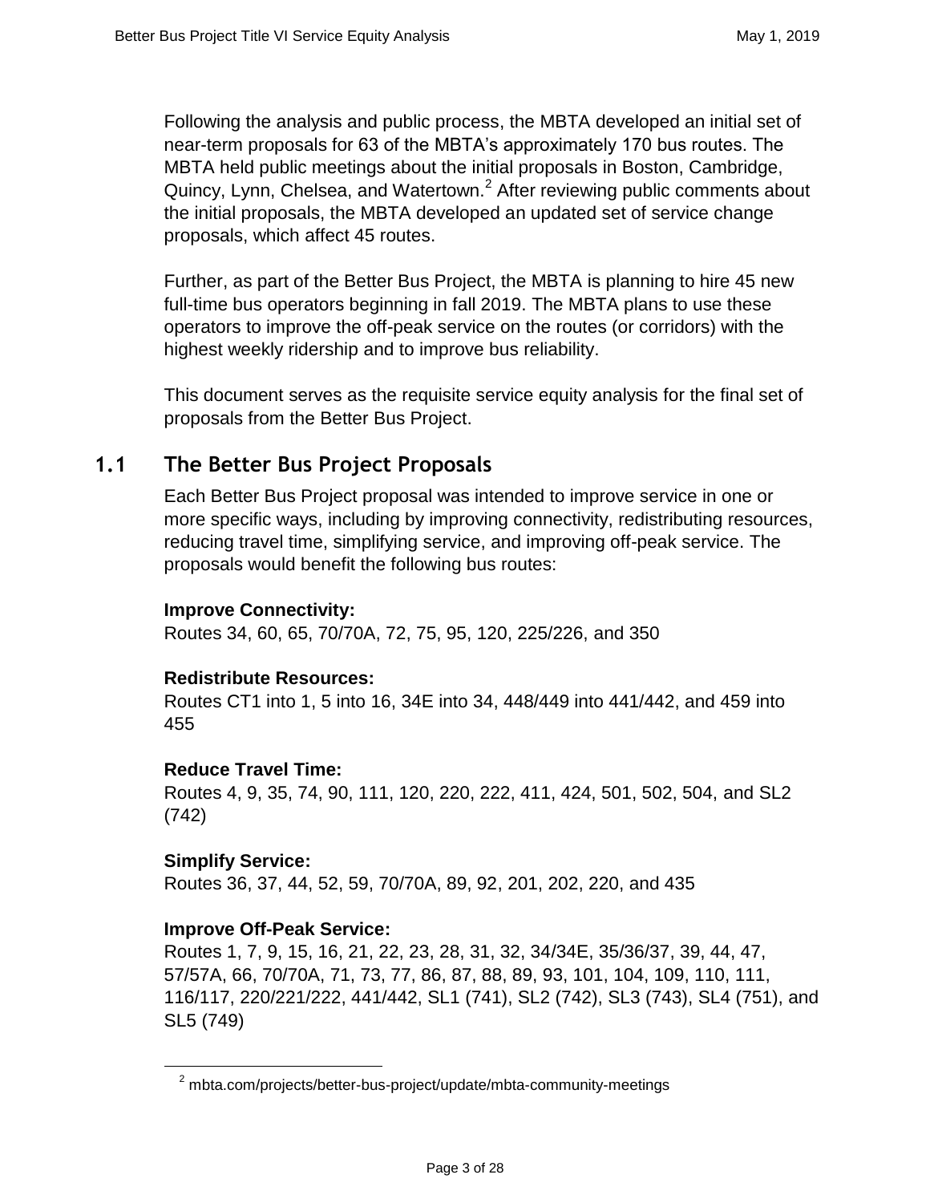Following the analysis and public process, the MBTA developed an initial set of near-term proposals for 63 of the MBTA's approximately 170 bus routes. The MBTA held public meetings about the initial proposals in Boston, Cambridge, Quincy, Lynn, Chelsea, and Watertown.[2] After reviewing public comments about the initial proposals, the MBTA developed an updated set of service change proposals, which affect 45 routes.

Further, as part of the Better Bus Project, the MBTA is planning to hire 45 new full-time bus operators beginning in fall 2019. The MBTA plans to use these operators to improve the off-peak service on the routes (or corridors) with the highest weekly ridership and to improve bus reliability.

This document serves as the requisite service equity analysis for the final set of proposals from the Better Bus Project.

## 1.1 The Better Bus Project Proposals

Each Better Bus Project proposal was intended to improve service in one or more specific ways, including by improving connectivity, redistributing resources, reducing travel time, simplifying service, and improving off-peak service. The proposals would benefit the following bus routes:

**Improve Connectivity:**
Routes 34, 60, 65, 70/70A, 72, 75, 95, 120, 225/226, and 350

**Redistribute Resources:**
Routes CT1 into 1, 5 into 16, 34E into 34, 448/449 into 441/442, and 459 into 455

**Reduce Travel Time:**
Routes 4, 9, 35, 74, 90, 111, 120, 220, 222, 411, 424, 501, 502, 504, and SL2 (742)

**Simplify Service:**
Routes 36, 37, 44, 52, 59, 70/70A, 89, 92, 201, 202, 220, and 435

**Improve Off-Peak Service:**
Routes 1, 7, 9, 15, 16, 21, 22, 23, 28, 31, 32, 34/34E, 35/36/37, 39, 44, 47, 57/57A, 66, 70/70A, 71, 73, 77, 86, 87, 88, 89, 93, 101, 104, 109, 110, 111, 116/117, 220/221/222, 441/442, SL1 (741), SL2 (742), SL3 (743), SL4 (751), and SL5 (749)

[2] mbta.com/projects/better-bus-project/update/mbta-community-meetings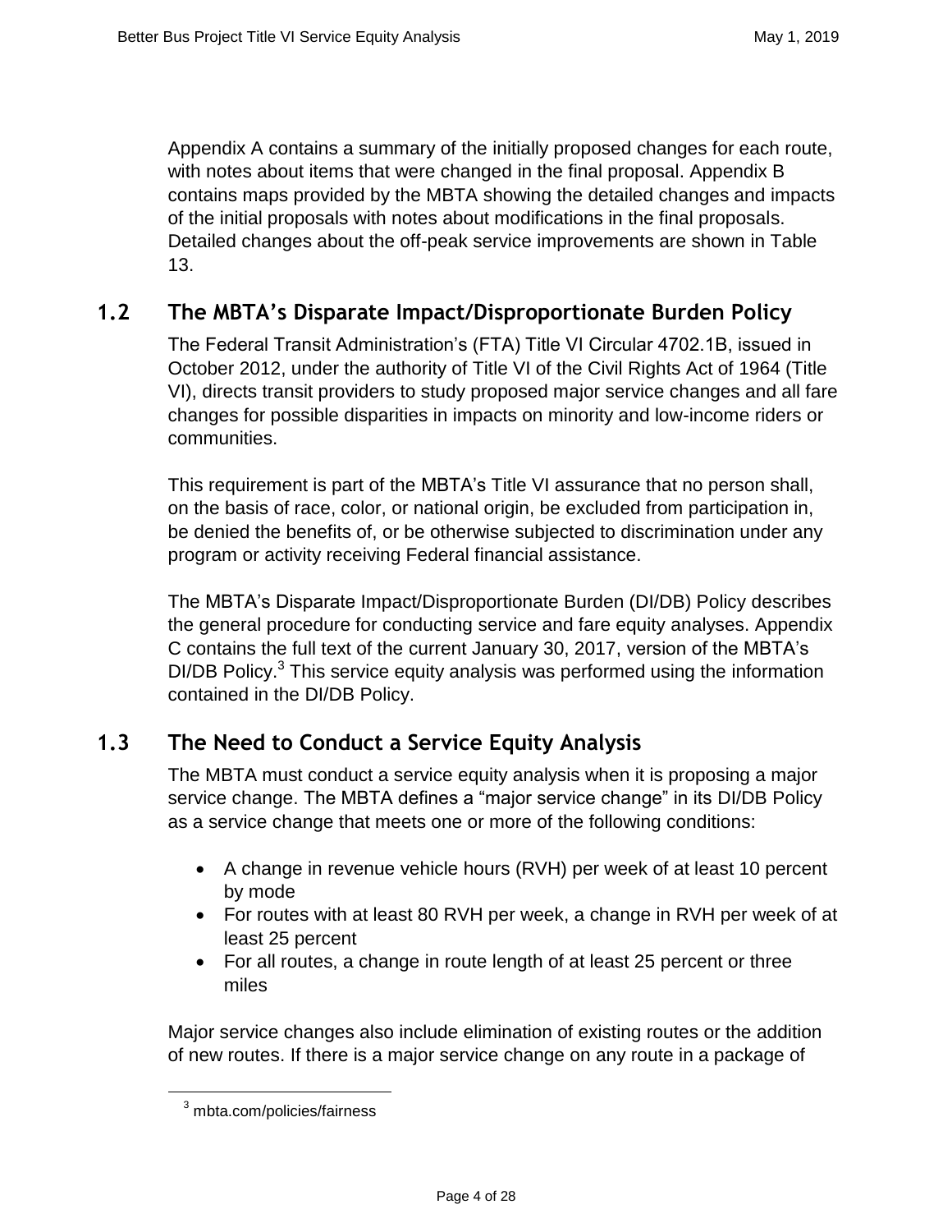Appendix A contains a summary of the initially proposed changes for each route, with notes about items that were changed in the final proposal. Appendix B contains maps provided by the MBTA showing the detailed changes and impacts of the initial proposals with notes about modifications in the final proposals. Detailed changes about the off-peak service improvements are shown in Table 13.

## 1.2 The MBTA's Disparate Impact/Disproportionate Burden Policy

The Federal Transit Administration's (FTA) Title VI Circular 4702.1B, issued in October 2012, under the authority of Title VI of the Civil Rights Act of 1964 (Title VI), directs transit providers to study proposed major service changes and all fare changes for possible disparities in impacts on minority and low-income riders or communities.

This requirement is part of the MBTA's Title VI assurance that no person shall, on the basis of race, color, or national origin, be excluded from participation in, be denied the benefits of, or be otherwise subjected to discrimination under any program or activity receiving Federal financial assistance.

The MBTA's Disparate Impact/Disproportionate Burden (DI/DB) Policy describes the general procedure for conducting service and fare equity analyses. Appendix C contains the full text of the current January 30, 2017, version of the MBTA's DI/DB Policy.[3] This service equity analysis was performed using the information contained in the DI/DB Policy.

## 1.3 The Need to Conduct a Service Equity Analysis

The MBTA must conduct a service equity analysis when it is proposing a major service change. The MBTA defines a "major service change" in its DI/DB Policy as a service change that meets one or more of the following conditions:

- A change in revenue vehicle hours (RVH) per week of at least 10 percent by mode
- For routes with at least 80 RVH per week, a change in RVH per week of at least 25 percent
- For all routes, a change in route length of at least 25 percent or three miles

Major service changes also include elimination of existing routes or the addition of new routes. If there is a major service change on any route in a package of

[3] mbta.com/policies/fairness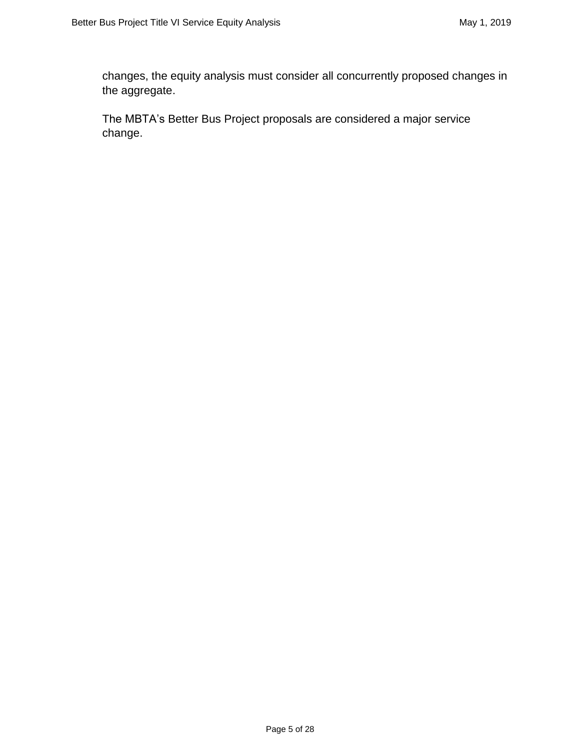changes, the equity analysis must consider all concurrently proposed changes in the aggregate.

The MBTA’s Better Bus Project proposals are considered a major service change.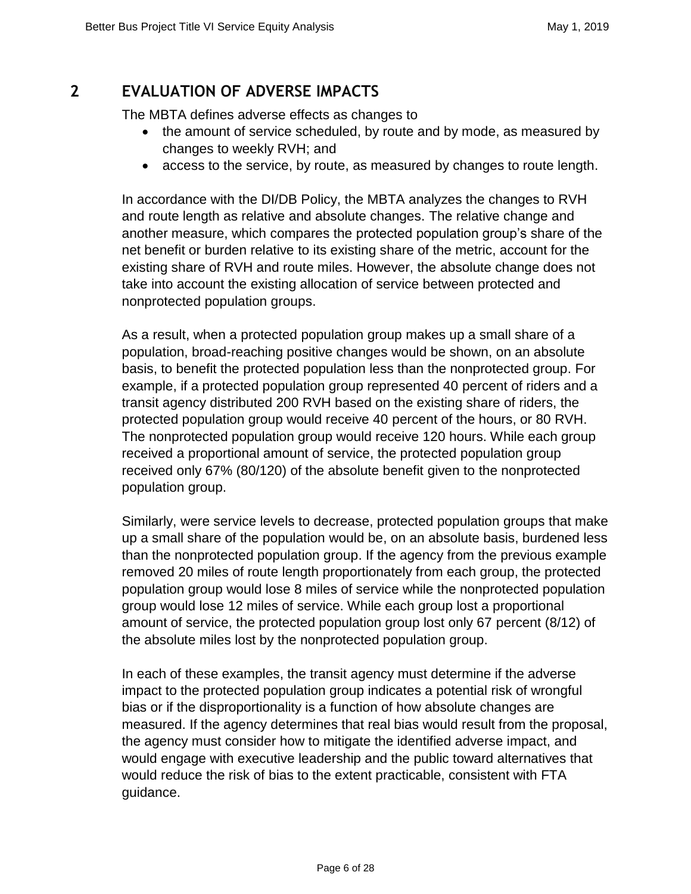## 2 EVALUATION OF ADVERSE IMPACTS

The MBTA defines adverse effects as changes to

- the amount of service scheduled, by route and by mode, as measured by changes to weekly RVH; and
- access to the service, by route, as measured by changes to route length.

In accordance with the DI/DB Policy, the MBTA analyzes the changes to RVH and route length as relative and absolute changes. The relative change and another measure, which compares the protected population group's share of the net benefit or burden relative to its existing share of the metric, account for the existing share of RVH and route miles. However, the absolute change does not take into account the existing allocation of service between protected and nonprotected population groups.

As a result, when a protected population group makes up a small share of a population, broad-reaching positive changes would be shown, on an absolute basis, to benefit the protected population less than the nonprotected group. For example, if a protected population group represented 40 percent of riders and a transit agency distributed 200 RVH based on the existing share of riders, the protected population group would receive 40 percent of the hours, or 80 RVH. The nonprotected population group would receive 120 hours. While each group received a proportional amount of service, the protected population group received only 67% (80/120) of the absolute benefit given to the nonprotected population group.

Similarly, were service levels to decrease, protected population groups that make up a small share of the population would be, on an absolute basis, burdened less than the nonprotected population group. If the agency from the previous example removed 20 miles of route length proportionately from each group, the protected population group would lose 8 miles of service while the nonprotected population group would lose 12 miles of service. While each group lost a proportional amount of service, the protected population group lost only 67 percent (8/12) of the absolute miles lost by the nonprotected population group.

In each of these examples, the transit agency must determine if the adverse impact to the protected population group indicates a potential risk of wrongful bias or if the disproportionality is a function of how absolute changes are measured. If the agency determines that real bias would result from the proposal, the agency must consider how to mitigate the identified adverse impact, and would engage with executive leadership and the public toward alternatives that would reduce the risk of bias to the extent practicable, consistent with FTA guidance.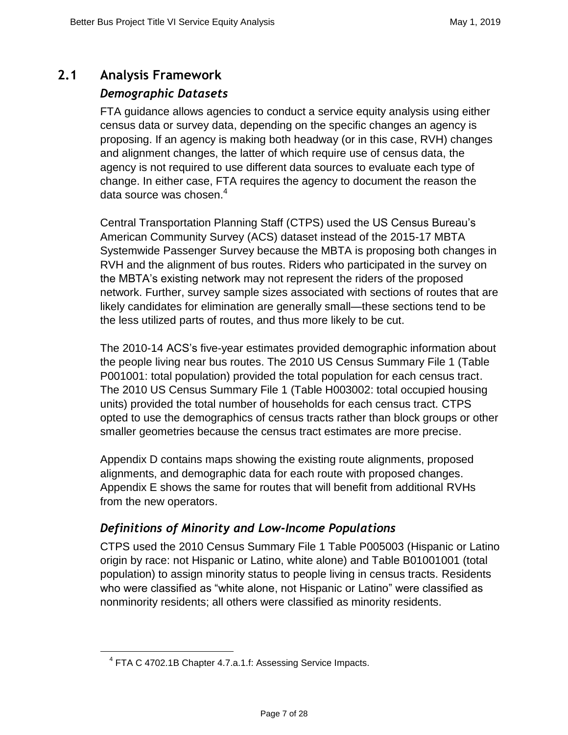## 2.1 Analysis Framework

### *Demographic Datasets*

FTA guidance allows agencies to conduct a service equity analysis using either census data or survey data, depending on the specific changes an agency is proposing. If an agency is making both headway (or in this case, RVH) changes and alignment changes, the latter of which require use of census data, the agency is not required to use different data sources to evaluate each type of change. In either case, FTA requires the agency to document the reason the data source was chosen.[4]

Central Transportation Planning Staff (CTPS) used the US Census Bureau's American Community Survey (ACS) dataset instead of the 2015-17 MBTA Systemwide Passenger Survey because the MBTA is proposing both changes in RVH and the alignment of bus routes. Riders who participated in the survey on the MBTA's existing network may not represent the riders of the proposed network. Further, survey sample sizes associated with sections of routes that are likely candidates for elimination are generally small—these sections tend to be the less utilized parts of routes, and thus more likely to be cut.

The 2010-14 ACS's five-year estimates provided demographic information about the people living near bus routes. The 2010 US Census Summary File 1 (Table P001001: total population) provided the total population for each census tract. The 2010 US Census Summary File 1 (Table H003002: total occupied housing units) provided the total number of households for each census tract. CTPS opted to use the demographics of census tracts rather than block groups or other smaller geometries because the census tract estimates are more precise.

Appendix D contains maps showing the existing route alignments, proposed alignments, and demographic data for each route with proposed changes. Appendix E shows the same for routes that will benefit from additional RVHs from the new operators.

### *Definitions of Minority and Low-Income Populations*

CTPS used the 2010 Census Summary File 1 Table P005003 (Hispanic or Latino origin by race: not Hispanic or Latino, white alone) and Table B01001001 (total population) to assign minority status to people living in census tracts. Residents who were classified as "white alone, not Hispanic or Latino" were classified as nonminority residents; all others were classified as minority residents.

---

[4] FTA C 4702.1B Chapter 4.7.a.1.f: Assessing Service Impacts.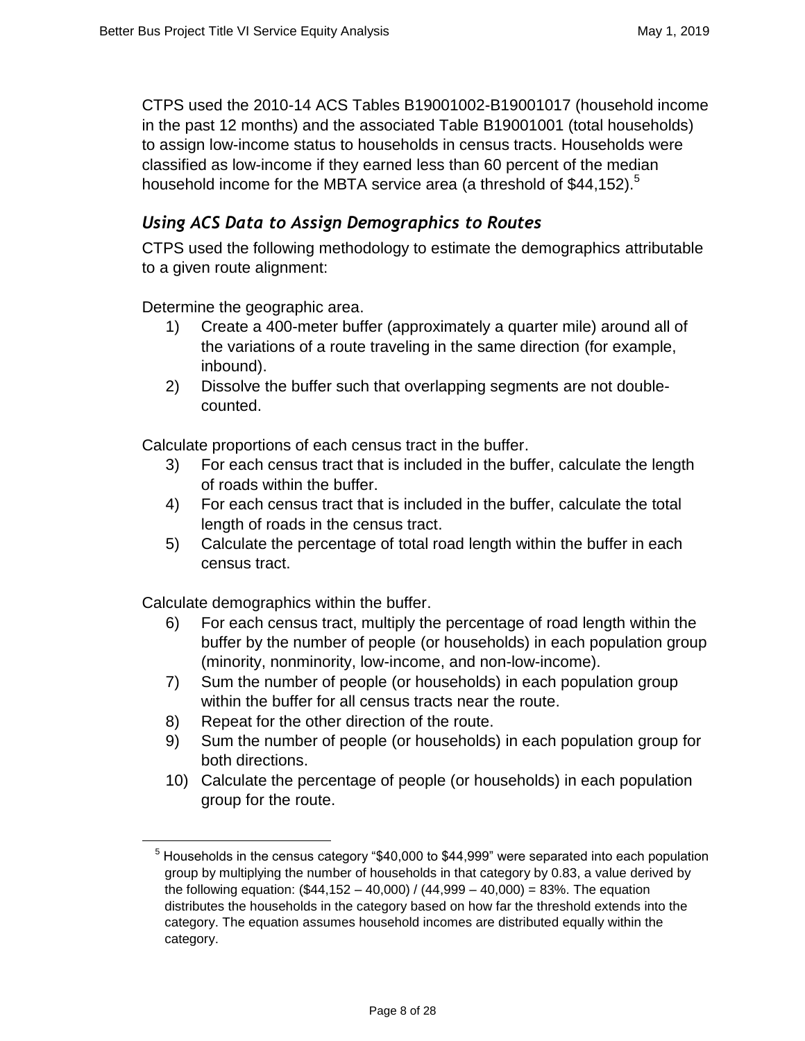CTPS used the 2010-14 ACS Tables B19001002-B19001017 (household income in the past 12 months) and the associated Table B19001001 (total households) to assign low-income status to households in census tracts. Households were classified as low-income if they earned less than 60 percent of the median household income for the MBTA service area (a threshold of $44,152).[5]

### *Using ACS Data to Assign Demographics to Routes*

CTPS used the following methodology to estimate the demographics attributable to a given route alignment:

Determine the geographic area.

1) Create a 400-meter buffer (approximately a quarter mile) around all of the variations of a route traveling in the same direction (for example, inbound).
2) Dissolve the buffer such that overlapping segments are not double-counted.

Calculate proportions of each census tract in the buffer.

3) For each census tract that is included in the buffer, calculate the length of roads within the buffer.
4) For each census tract that is included in the buffer, calculate the total length of roads in the census tract.
5) Calculate the percentage of total road length within the buffer in each census tract.

Calculate demographics within the buffer.

6) For each census tract, multiply the percentage of road length within the buffer by the number of people (or households) in each population group (minority, nonminority, low-income, and non-low-income).
7) Sum the number of people (or households) in each population group within the buffer for all census tracts near the route.
8) Repeat for the other direction of the route.
9) Sum the number of people (or households) in each population group for both directions.
10) Calculate the percentage of people (or households) in each population group for the route.

---

[5] Households in the census category "$40,000 to $44,999" were separated into each population group by multiplying the number of households in that category by 0.83, a value derived by the following equation: ($44,152 – 40,000) / (44,999 – 40,000) = 83%. The equation distributes the households in the category based on how far the threshold extends into the category. The equation assumes household incomes are distributed equally within the category.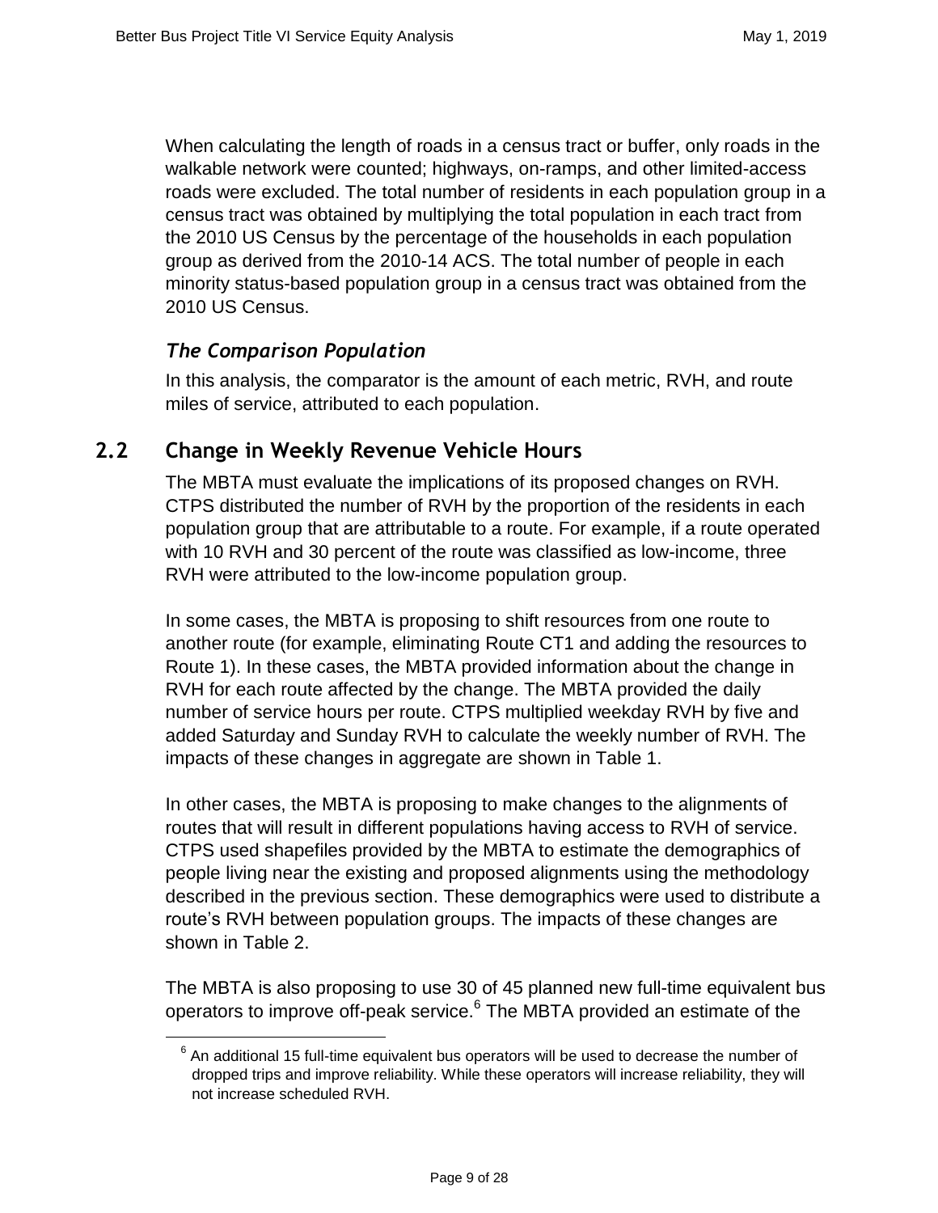When calculating the length of roads in a census tract or buffer, only roads in the walkable network were counted; highways, on-ramps, and other limited-access roads were excluded. The total number of residents in each population group in a census tract was obtained by multiplying the total population in each tract from the 2010 US Census by the percentage of the households in each population group as derived from the 2010-14 ACS. The total number of people in each minority status-based population group in a census tract was obtained from the 2010 US Census.

### *The Comparison Population*

In this analysis, the comparator is the amount of each metric, RVH, and route miles of service, attributed to each population.

## 2.2 Change in Weekly Revenue Vehicle Hours

The MBTA must evaluate the implications of its proposed changes on RVH. CTPS distributed the number of RVH by the proportion of the residents in each population group that are attributable to a route. For example, if a route operated with 10 RVH and 30 percent of the route was classified as low-income, three RVH were attributed to the low-income population group.

In some cases, the MBTA is proposing to shift resources from one route to another route (for example, eliminating Route CT1 and adding the resources to Route 1). In these cases, the MBTA provided information about the change in RVH for each route affected by the change. The MBTA provided the daily number of service hours per route. CTPS multiplied weekday RVH by five and added Saturday and Sunday RVH to calculate the weekly number of RVH. The impacts of these changes in aggregate are shown in Table 1.

In other cases, the MBTA is proposing to make changes to the alignments of routes that will result in different populations having access to RVH of service. CTPS used shapefiles provided by the MBTA to estimate the demographics of people living near the existing and proposed alignments using the methodology described in the previous section. These demographics were used to distribute a route's RVH between population groups. The impacts of these changes are shown in Table 2.

The MBTA is also proposing to use 30 of 45 planned new full-time equivalent bus operators to improve off-peak service.[6] The MBTA provided an estimate of the

[6] An additional 15 full-time equivalent bus operators will be used to decrease the number of dropped trips and improve reliability. While these operators will increase reliability, they will not increase scheduled RVH.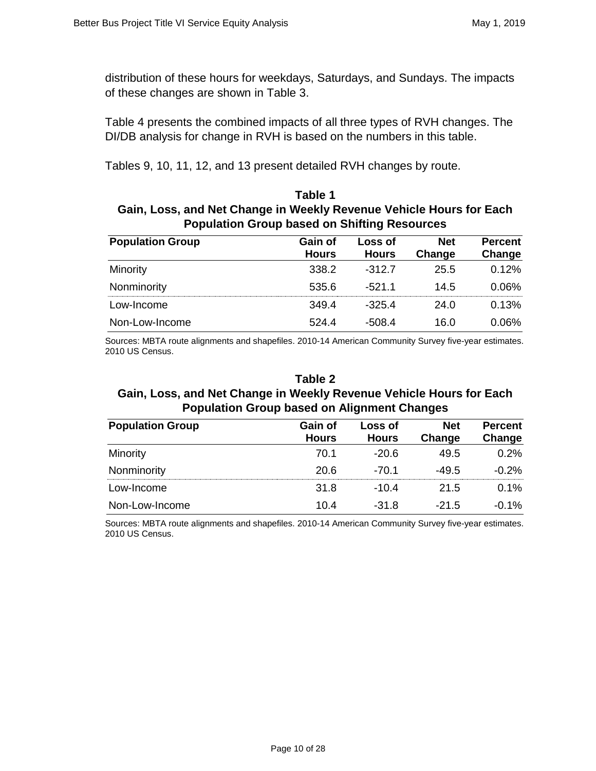distribution of these hours for weekdays, Saturdays, and Sundays. The impacts of these changes are shown in Table 3.

Table 4 presents the combined impacts of all three types of RVH changes. The DI/DB analysis for change in RVH is based on the numbers in this table.

Tables 9, 10, 11, 12, and 13 present detailed RVH changes by route.

**Table 1**
**Gain, Loss, and Net Change in Weekly Revenue Vehicle Hours for Each Population Group based on Shifting Resources**

| Population Group | Gain of Hours | Loss of Hours | Net Change | Percent Change |
|---|---|---|---|---|
| Minority | 338.2 | -312.7 | 25.5 | 0.12% |
| Nonminority | 535.6 | -521.1 | 14.5 | 0.06% |
| Low-Income | 349.4 | -325.4 | 24.0 | 0.13% |
| Non-Low-Income | 524.4 | -508.4 | 16.0 | 0.06% |

Sources: MBTA route alignments and shapefiles. 2010-14 American Community Survey five-year estimates. 2010 US Census.

**Table 2**
**Gain, Loss, and Net Change in Weekly Revenue Vehicle Hours for Each Population Group based on Alignment Changes**

| Population Group | Gain of Hours | Loss of Hours | Net Change | Percent Change |
|---|---|---|---|---|
| Minority | 70.1 | -20.6 | 49.5 | 0.2% |
| Nonminority | 20.6 | -70.1 | -49.5 | -0.2% |
| Low-Income | 31.8 | -10.4 | 21.5 | 0.1% |
| Non-Low-Income | 10.4 | -31.8 | -21.5 | -0.1% |

Sources: MBTA route alignments and shapefiles. 2010-14 American Community Survey five-year estimates. 2010 US Census.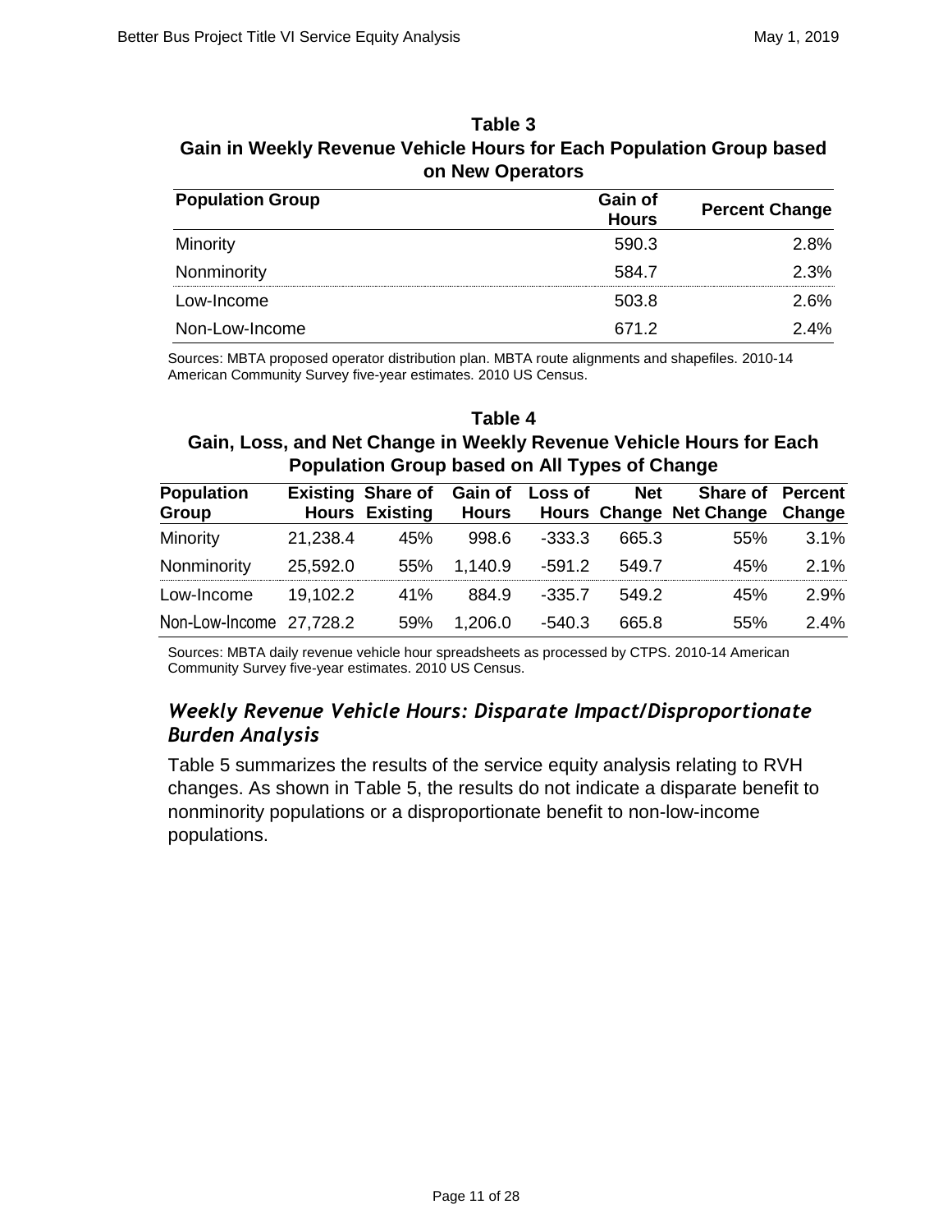**Table 3**
**Gain in Weekly Revenue Vehicle Hours for Each Population Group based on New Operators**

| Population Group | Gain of Hours | Percent Change |
|---|---|---|
| Minority | 590.3 | 2.8% |
| Nonminority | 584.7 | 2.3% |
| Low-Income | 503.8 | 2.6% |
| Non-Low-Income | 671.2 | 2.4% |

Sources: MBTA proposed operator distribution plan. MBTA route alignments and shapefiles. 2010-14 American Community Survey five-year estimates. 2010 US Census.

**Table 4**
**Gain, Loss, and Net Change in Weekly Revenue Vehicle Hours for Each Population Group based on All Types of Change**

| Population Group | Existing Hours | Share of Existing | Gain of Hours | Loss of Hours | Net Change | Share of Net Change | Percent Change |
|---|---|---|---|---|---|---|---|
| Minority | 21,238.4 | 45% | 998.6 | -333.3 | 665.3 | 55% | 3.1% |
| Nonminority | 25,592.0 | 55% | 1,140.9 | -591.2 | 549.7 | 45% | 2.1% |
| Low-Income | 19,102.2 | 41% | 884.9 | -335.7 | 549.2 | 45% | 2.9% |
| Non-Low-Income | 27,728.2 | 59% | 1,206.0 | -540.3 | 665.8 | 55% | 2.4% |

Sources: MBTA daily revenue vehicle hour spreadsheets as processed by CTPS. 2010-14 American Community Survey five-year estimates. 2010 US Census.

## *Weekly Revenue Vehicle Hours: Disparate Impact/Disproportionate Burden Analysis*

Table 5 summarizes the results of the service equity analysis relating to RVH changes. As shown in Table 5, the results do not indicate a disparate benefit to nonminority populations or a disproportionate benefit to non-low-income populations.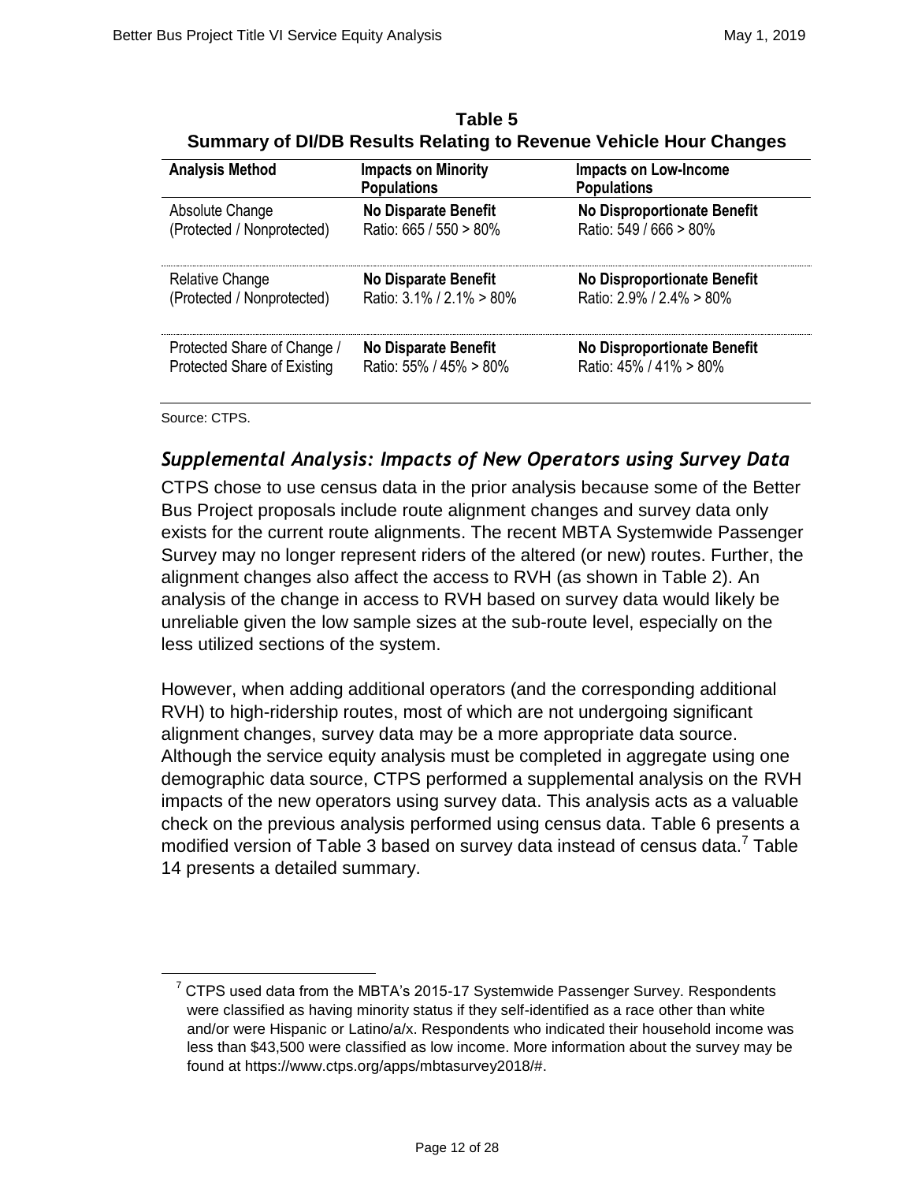**Table 5**
**Summary of DI/DB Results Relating to Revenue Vehicle Hour Changes**

| Analysis Method | Impacts on Minority Populations | Impacts on Low-Income Populations |
|---|---|---|
| Absolute Change (Protected / Nonprotected) | **No Disparate Benefit** Ratio: 665 / 550 > 80% | **No Disproportionate Benefit** Ratio: 549 / 666 > 80% |
| Relative Change (Protected / Nonprotected) | **No Disparate Benefit** Ratio: 3.1% / 2.1% > 80% | **No Disproportionate Benefit** Ratio: 2.9% / 2.4% > 80% |
| Protected Share of Change / Protected Share of Existing | **No Disparate Benefit** Ratio: 55% / 45% > 80% | **No Disproportionate Benefit** Ratio: 45% / 41% > 80% |

Source: CTPS.

### *Supplemental Analysis: Impacts of New Operators using Survey Data*

CTPS chose to use census data in the prior analysis because some of the Better Bus Project proposals include route alignment changes and survey data only exists for the current route alignments. The recent MBTA Systemwide Passenger Survey may no longer represent riders of the altered (or new) routes. Further, the alignment changes also affect the access to RVH (as shown in Table 2). An analysis of the change in access to RVH based on survey data would likely be unreliable given the low sample sizes at the sub-route level, especially on the less utilized sections of the system.

However, when adding additional operators (and the corresponding additional RVH) to high-ridership routes, most of which are not undergoing significant alignment changes, survey data may be a more appropriate data source. Although the service equity analysis must be completed in aggregate using one demographic data source, CTPS performed a supplemental analysis on the RVH impacts of the new operators using survey data. This analysis acts as a valuable check on the previous analysis performed using census data. Table 6 presents a modified version of Table 3 based on survey data instead of census data.[7] Table 14 presents a detailed summary.

[7] CTPS used data from the MBTA's 2015-17 Systemwide Passenger Survey. Respondents were classified as having minority status if they self-identified as a race other than white and/or were Hispanic or Latino/a/x. Respondents who indicated their household income was less than $43,500 were classified as low income. More information about the survey may be found at https://www.ctps.org/apps/mbtasurvey2018/#.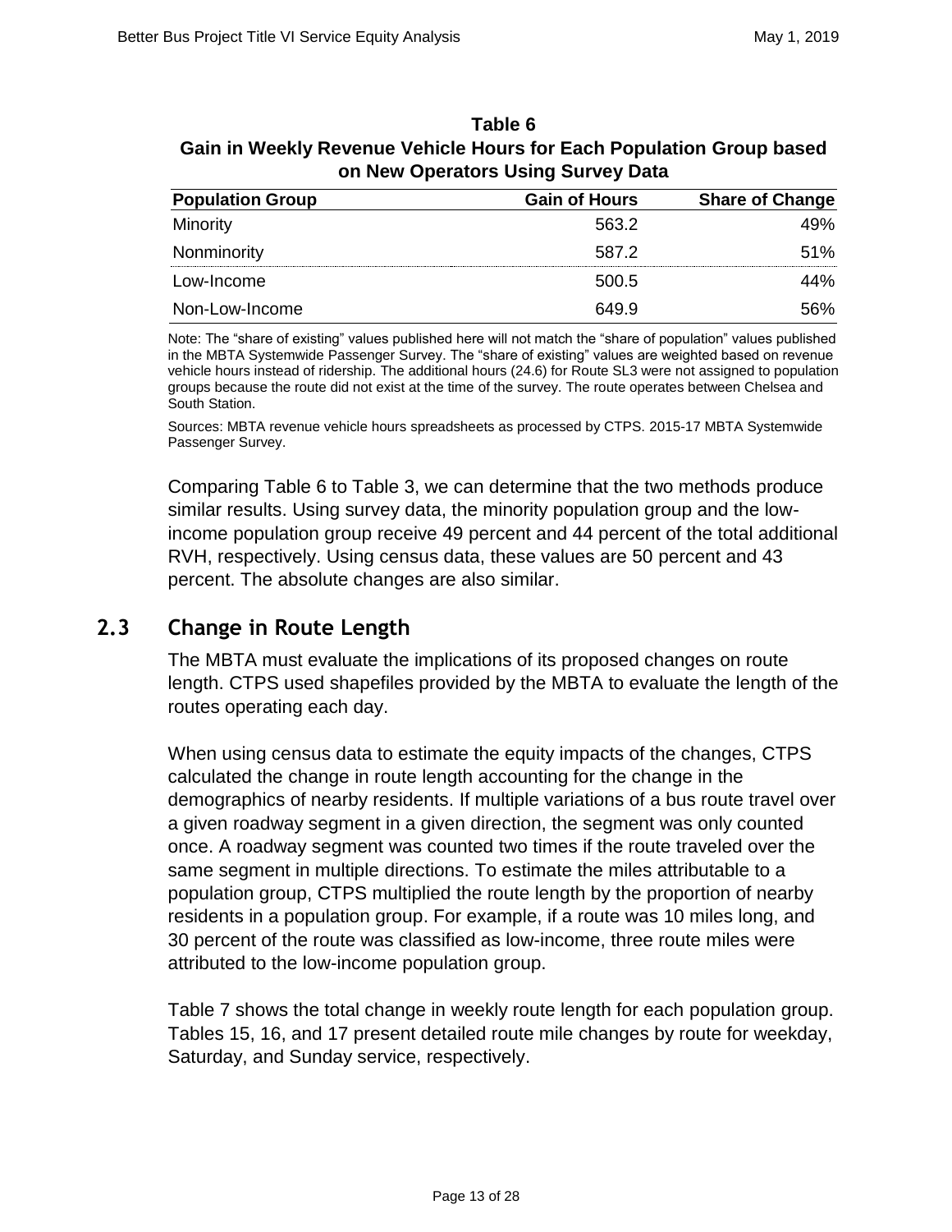**Table 6**
**Gain in Weekly Revenue Vehicle Hours for Each Population Group based on New Operators Using Survey Data**

| Population Group | Gain of Hours | Share of Change |
|---|---|---|
| Minority | 563.2 | 49% |
| Nonminority | 587.2 | 51% |
| Low-Income | 500.5 | 44% |
| Non-Low-Income | 649.9 | 56% |

Note: The "share of existing" values published here will not match the "share of population" values published in the MBTA Systemwide Passenger Survey. The "share of existing" values are weighted based on revenue vehicle hours instead of ridership. The additional hours (24.6) for Route SL3 were not assigned to population groups because the route did not exist at the time of the survey. The route operates between Chelsea and South Station.

Sources: MBTA revenue vehicle hours spreadsheets as processed by CTPS. 2015-17 MBTA Systemwide Passenger Survey.

Comparing Table 6 to Table 3, we can determine that the two methods produce similar results. Using survey data, the minority population group and the low-income population group receive 49 percent and 44 percent of the total additional RVH, respectively. Using census data, these values are 50 percent and 43 percent. The absolute changes are also similar.

## 2.3 Change in Route Length

The MBTA must evaluate the implications of its proposed changes on route length. CTPS used shapefiles provided by the MBTA to evaluate the length of the routes operating each day.

When using census data to estimate the equity impacts of the changes, CTPS calculated the change in route length accounting for the change in the demographics of nearby residents. If multiple variations of a bus route travel over a given roadway segment in a given direction, the segment was only counted once. A roadway segment was counted two times if the route traveled over the same segment in multiple directions. To estimate the miles attributable to a population group, CTPS multiplied the route length by the proportion of nearby residents in a population group. For example, if a route was 10 miles long, and 30 percent of the route was classified as low-income, three route miles were attributed to the low-income population group.

Table 7 shows the total change in weekly route length for each population group. Tables 15, 16, and 17 present detailed route mile changes by route for weekday, Saturday, and Sunday service, respectively.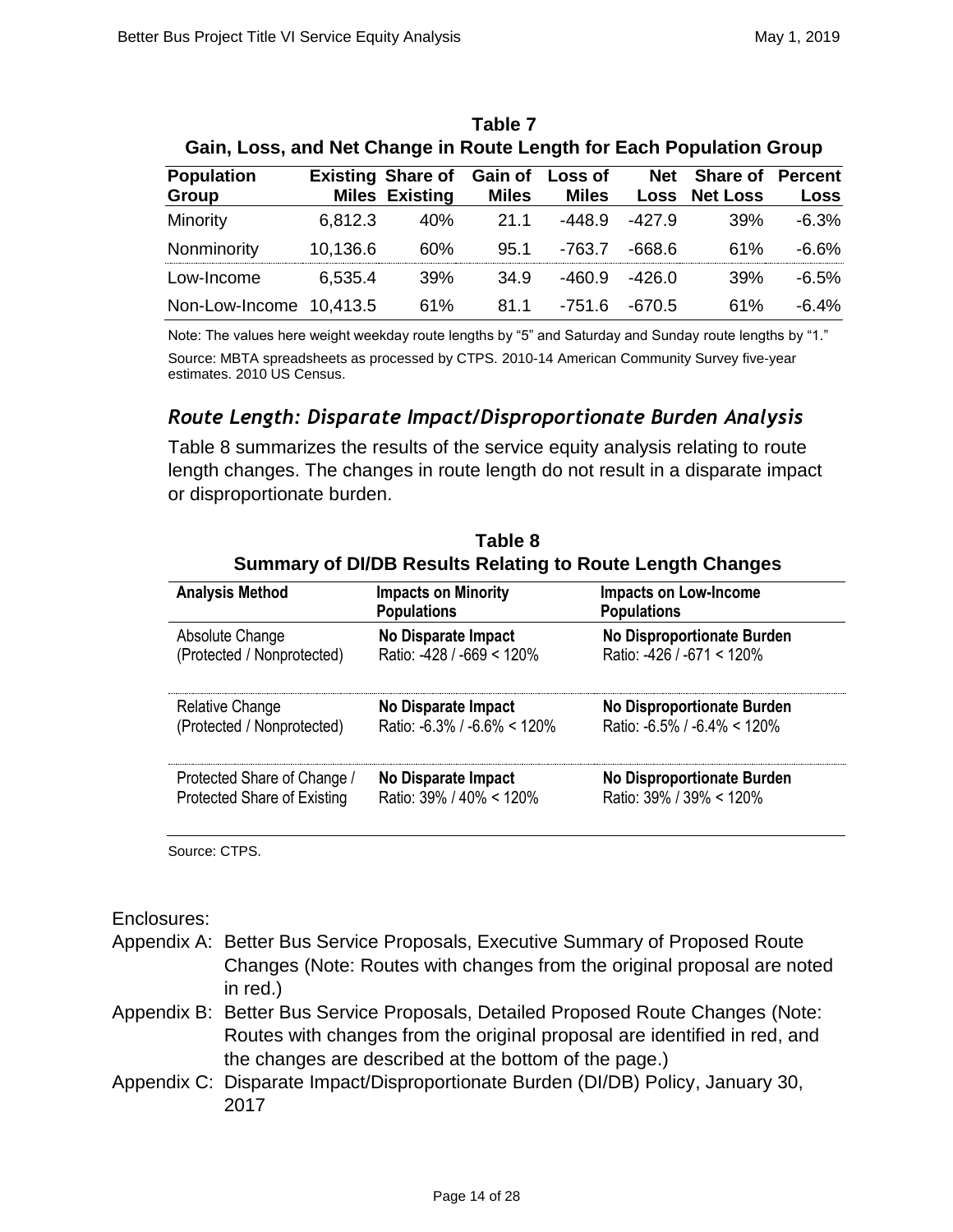**Table 7**
**Gain, Loss, and Net Change in Route Length for Each Population Group**

| Population Group | Existing Miles | Share of Existing | Gain of Miles | Loss of Miles | Net Loss | Share of Net Loss | Percent Loss |
|---|---|---|---|---|---|---|---|
| Minority | 6,812.3 | 40% | 21.1 | -448.9 | -427.9 | 39% | -6.3% |
| Nonminority | 10,136.6 | 60% | 95.1 | -763.7 | -668.6 | 61% | -6.6% |
| Low-Income | 6,535.4 | 39% | 34.9 | -460.9 | -426.0 | 39% | -6.5% |
| Non-Low-Income | 10,413.5 | 61% | 81.1 | -751.6 | -670.5 | 61% | -6.4% |

Note: The values here weight weekday route lengths by "5" and Saturday and Sunday route lengths by "1."

Source: MBTA spreadsheets as processed by CTPS. 2010-14 American Community Survey five-year estimates. 2010 US Census.

### *Route Length: Disparate Impact/Disproportionate Burden Analysis*

Table 8 summarizes the results of the service equity analysis relating to route length changes. The changes in route length do not result in a disparate impact or disproportionate burden.

**Table 8**
**Summary of DI/DB Results Relating to Route Length Changes**

| Analysis Method | Impacts on Minority Populations | Impacts on Low-Income Populations |
|---|---|---|
| Absolute Change (Protected / Nonprotected) | **No Disparate Impact** Ratio: -428 / -669 < 120% | **No Disproportionate Burden** Ratio: -426 / -671 < 120% |
| Relative Change (Protected / Nonprotected) | **No Disparate Impact** Ratio: -6.3% / -6.6% < 120% | **No Disproportionate Burden** Ratio: -6.5% / -6.4% < 120% |
| Protected Share of Change / Protected Share of Existing | **No Disparate Impact** Ratio: 39% / 40% < 120% | **No Disproportionate Burden** Ratio: 39% / 39% < 120% |

Source: CTPS.

Enclosures:

Appendix A: Better Bus Service Proposals, Executive Summary of Proposed Route Changes (Note: Routes with changes from the original proposal are noted in red.)

Appendix B: Better Bus Service Proposals, Detailed Proposed Route Changes (Note: Routes with changes from the original proposal are identified in red, and the changes are described at the bottom of the page.)

Appendix C: Disparate Impact/Disproportionate Burden (DI/DB) Policy, January 30, 2017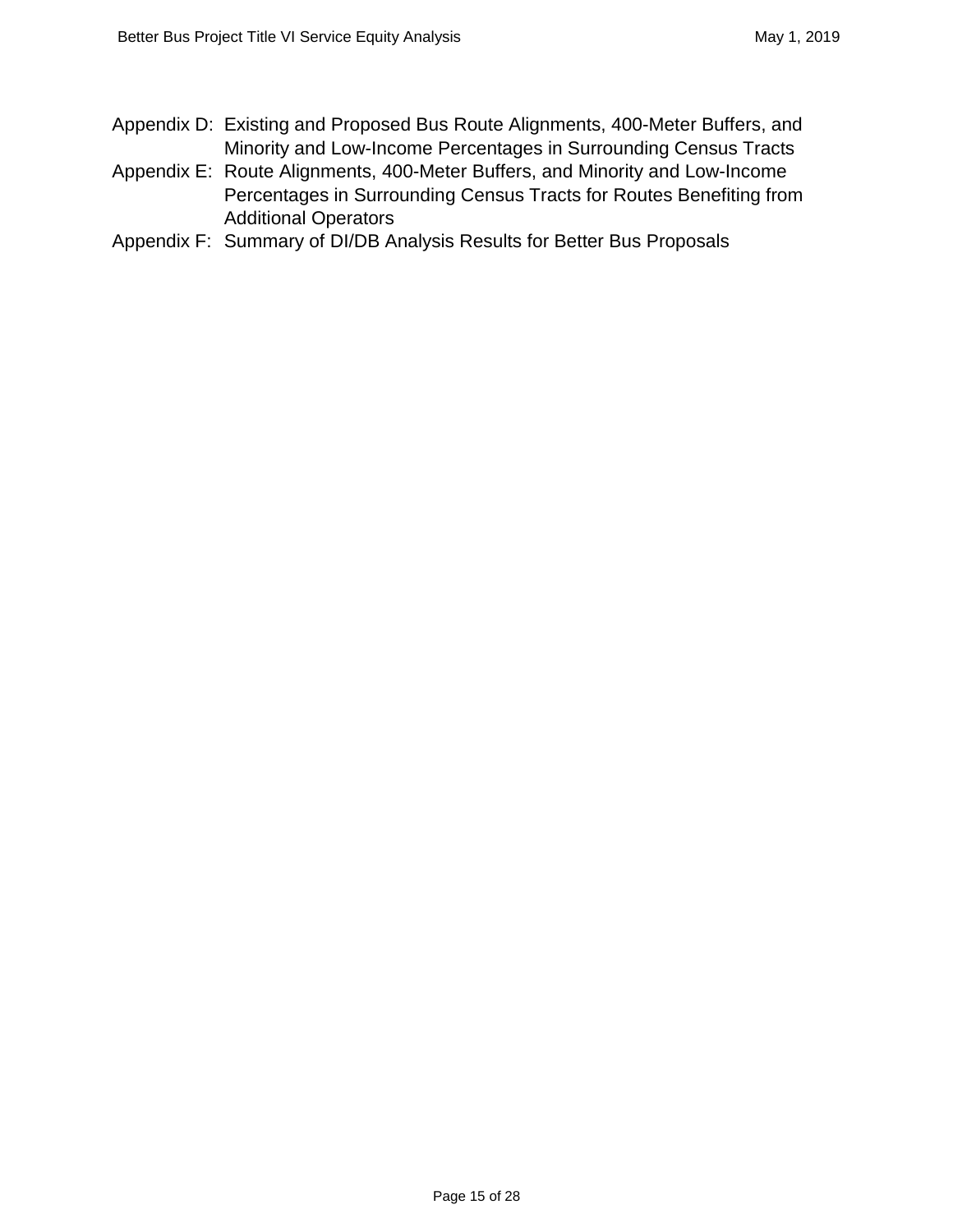Appendix D: Existing and Proposed Bus Route Alignments, 400-Meter Buffers, and Minority and Low-Income Percentages in Surrounding Census Tracts

Appendix E: Route Alignments, 400-Meter Buffers, and Minority and Low-Income Percentages in Surrounding Census Tracts for Routes Benefiting from Additional Operators

Appendix F: Summary of DI/DB Analysis Results for Better Bus Proposals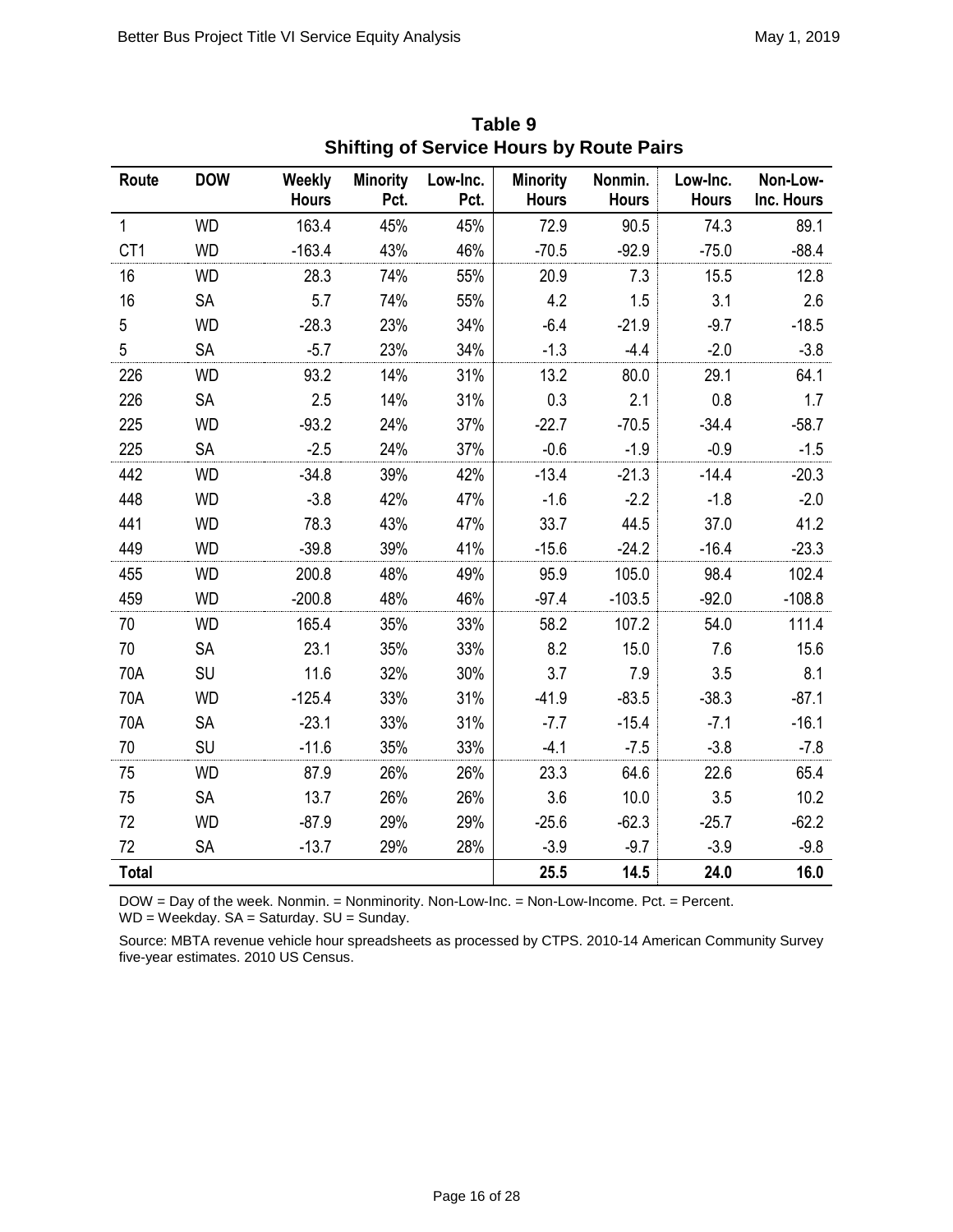**Table 9**
**Shifting of Service Hours by Route Pairs**

| Route | DOW | Weekly Hours | Minority Pct. | Low-Inc. Pct. | Minority Hours | Nonmin. Hours | Low-Inc. Hours | Non-Low-Inc. Hours |
|---|---|---|---|---|---|---|---|---|
| 1 | WD | 163.4 | 45% | 45% | 72.9 | 90.5 | 74.3 | 89.1 |
| CT1 | WD | -163.4 | 43% | 46% | -70.5 | -92.9 | -75.0 | -88.4 |
| 16 | WD | 28.3 | 74% | 55% | 20.9 | 7.3 | 15.5 | 12.8 |
| 16 | SA | 5.7 | 74% | 55% | 4.2 | 1.5 | 3.1 | 2.6 |
| 5 | WD | -28.3 | 23% | 34% | -6.4 | -21.9 | -9.7 | -18.5 |
| 5 | SA | -5.7 | 23% | 34% | -1.3 | -4.4 | -2.0 | -3.8 |
| 226 | WD | 93.2 | 14% | 31% | 13.2 | 80.0 | 29.1 | 64.1 |
| 226 | SA | 2.5 | 14% | 31% | 0.3 | 2.1 | 0.8 | 1.7 |
| 225 | WD | -93.2 | 24% | 37% | -22.7 | -70.5 | -34.4 | -58.7 |
| 225 | SA | -2.5 | 24% | 37% | -0.6 | -1.9 | -0.9 | -1.5 |
| 442 | WD | -34.8 | 39% | 42% | -13.4 | -21.3 | -14.4 | -20.3 |
| 448 | WD | -3.8 | 42% | 47% | -1.6 | -2.2 | -1.8 | -2.0 |
| 441 | WD | 78.3 | 43% | 47% | 33.7 | 44.5 | 37.0 | 41.2 |
| 449 | WD | -39.8 | 39% | 41% | -15.6 | -24.2 | -16.4 | -23.3 |
| 455 | WD | 200.8 | 48% | 49% | 95.9 | 105.0 | 98.4 | 102.4 |
| 459 | WD | -200.8 | 48% | 46% | -97.4 | -103.5 | -92.0 | -108.8 |
| 70 | WD | 165.4 | 35% | 33% | 58.2 | 107.2 | 54.0 | 111.4 |
| 70 | SA | 23.1 | 35% | 33% | 8.2 | 15.0 | 7.6 | 15.6 |
| 70A | SU | 11.6 | 32% | 30% | 3.7 | 7.9 | 3.5 | 8.1 |
| 70A | WD | -125.4 | 33% | 31% | -41.9 | -83.5 | -38.3 | -87.1 |
| 70A | SA | -23.1 | 33% | 31% | -7.7 | -15.4 | -7.1 | -16.1 |
| 70 | SU | -11.6 | 35% | 33% | -4.1 | -7.5 | -3.8 | -7.8 |
| 75 | WD | 87.9 | 26% | 26% | 23.3 | 64.6 | 22.6 | 65.4 |
| 75 | SA | 13.7 | 26% | 26% | 3.6 | 10.0 | 3.5 | 10.2 |
| 72 | WD | -87.9 | 29% | 29% | -25.6 | -62.3 | -25.7 | -62.2 |
| 72 | SA | -13.7 | 29% | 28% | -3.9 | -9.7 | -3.9 | -9.8 |
| **Total** | | | | | **25.5** | **14.5** | **24.0** | **16.0** |

DOW = Day of the week. Nonmin. = Nonminority. Non-Low-Inc. = Non-Low-Income. Pct. = Percent.
WD = Weekday. SA = Saturday. SU = Sunday.

Source: MBTA revenue vehicle hour spreadsheets as processed by CTPS. 2010-14 American Community Survey five-year estimates. 2010 US Census.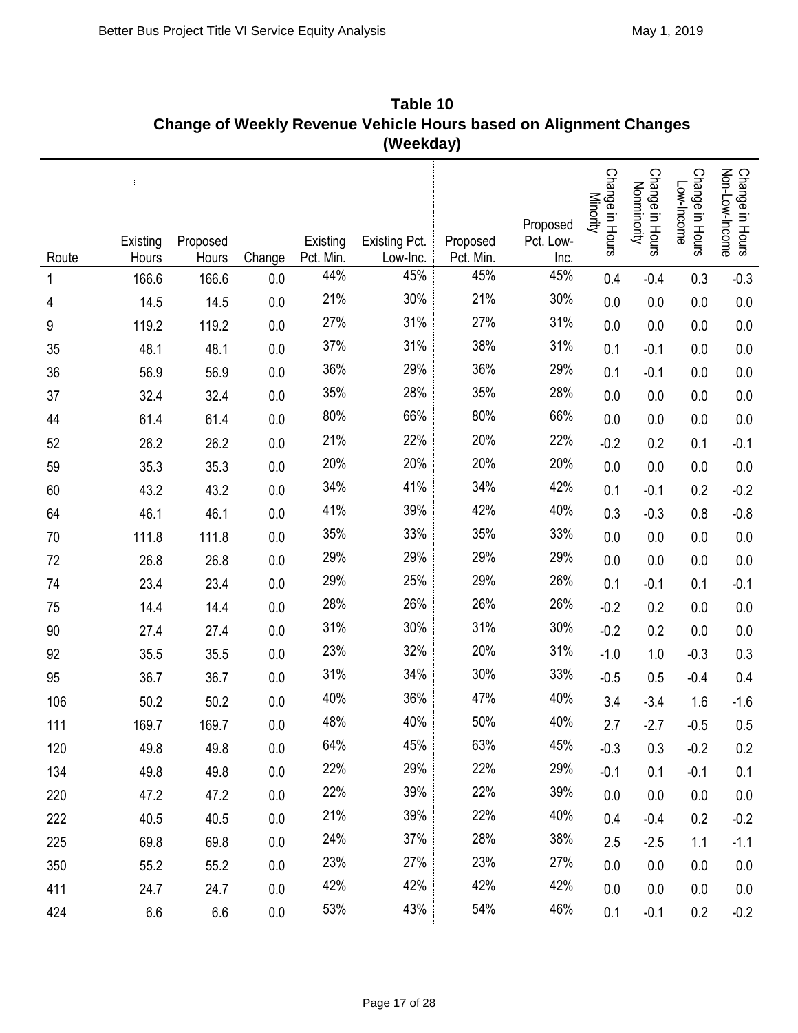**Table 10**
**Change of Weekly Revenue Vehicle Hours based on Alignment Changes (Weekday)**

| Route | Existing Hours | Proposed Hours | Change | Existing Pct. Min. | Existing Pct. Low-Inc. | Proposed Pct. Min. | Proposed Pct. Low-Inc. | Change in Hours Minority | Change in Hours Nonminority | Change in Hours Low-Income | Change in Hours Non-Low-Income |
|---|---|---|---|---|---|---|---|---|---|---|---|
| 1 | 166.6 | 166.6 | 0.0 | 44% | 45% | 45% | 45% | 0.4 | -0.4 | 0.3 | -0.3 |
| 4 | 14.5 | 14.5 | 0.0 | 21% | 30% | 21% | 30% | 0.0 | 0.0 | 0.0 | 0.0 |
| 9 | 119.2 | 119.2 | 0.0 | 27% | 31% | 27% | 31% | 0.0 | 0.0 | 0.0 | 0.0 |
| 35 | 48.1 | 48.1 | 0.0 | 37% | 31% | 38% | 31% | 0.1 | -0.1 | 0.0 | 0.0 |
| 36 | 56.9 | 56.9 | 0.0 | 36% | 29% | 36% | 29% | 0.1 | -0.1 | 0.0 | 0.0 |
| 37 | 32.4 | 32.4 | 0.0 | 35% | 28% | 35% | 28% | 0.0 | 0.0 | 0.0 | 0.0 |
| 44 | 61.4 | 61.4 | 0.0 | 80% | 66% | 80% | 66% | 0.0 | 0.0 | 0.0 | 0.0 |
| 52 | 26.2 | 26.2 | 0.0 | 21% | 22% | 20% | 22% | -0.2 | 0.2 | 0.1 | -0.1 |
| 59 | 35.3 | 35.3 | 0.0 | 20% | 20% | 20% | 20% | 0.0 | 0.0 | 0.0 | 0.0 |
| 60 | 43.2 | 43.2 | 0.0 | 34% | 41% | 34% | 42% | 0.1 | -0.1 | 0.2 | -0.2 |
| 64 | 46.1 | 46.1 | 0.0 | 41% | 39% | 42% | 40% | 0.3 | -0.3 | 0.8 | -0.8 |
| 70 | 111.8 | 111.8 | 0.0 | 35% | 33% | 35% | 33% | 0.0 | 0.0 | 0.0 | 0.0 |
| 72 | 26.8 | 26.8 | 0.0 | 29% | 29% | 29% | 29% | 0.0 | 0.0 | 0.0 | 0.0 |
| 74 | 23.4 | 23.4 | 0.0 | 29% | 25% | 29% | 26% | 0.1 | -0.1 | 0.1 | -0.1 |
| 75 | 14.4 | 14.4 | 0.0 | 28% | 26% | 26% | 26% | -0.2 | 0.2 | 0.0 | 0.0 |
| 90 | 27.4 | 27.4 | 0.0 | 31% | 30% | 31% | 30% | -0.2 | 0.2 | 0.0 | 0.0 |
| 92 | 35.5 | 35.5 | 0.0 | 23% | 32% | 20% | 31% | -1.0 | 1.0 | -0.3 | 0.3 |
| 95 | 36.7 | 36.7 | 0.0 | 31% | 34% | 30% | 33% | -0.5 | 0.5 | -0.4 | 0.4 |
| 106 | 50.2 | 50.2 | 0.0 | 40% | 36% | 47% | 40% | 3.4 | -3.4 | 1.6 | -1.6 |
| 111 | 169.7 | 169.7 | 0.0 | 48% | 40% | 50% | 40% | 2.7 | -2.7 | -0.5 | 0.5 |
| 120 | 49.8 | 49.8 | 0.0 | 64% | 45% | 63% | 45% | -0.3 | 0.3 | -0.2 | 0.2 |
| 134 | 49.8 | 49.8 | 0.0 | 22% | 29% | 22% | 29% | -0.1 | 0.1 | -0.1 | 0.1 |
| 220 | 47.2 | 47.2 | 0.0 | 22% | 39% | 22% | 39% | 0.0 | 0.0 | 0.0 | 0.0 |
| 222 | 40.5 | 40.5 | 0.0 | 21% | 39% | 22% | 40% | 0.4 | -0.4 | 0.2 | -0.2 |
| 225 | 69.8 | 69.8 | 0.0 | 24% | 37% | 28% | 38% | 2.5 | -2.5 | 1.1 | -1.1 |
| 350 | 55.2 | 55.2 | 0.0 | 23% | 27% | 23% | 27% | 0.0 | 0.0 | 0.0 | 0.0 |
| 411 | 24.7 | 24.7 | 0.0 | 42% | 42% | 42% | 42% | 0.0 | 0.0 | 0.0 | 0.0 |
| 424 | 6.6 | 6.6 | 0.0 | 53% | 43% | 54% | 46% | 0.1 | -0.1 | 0.2 | -0.2 |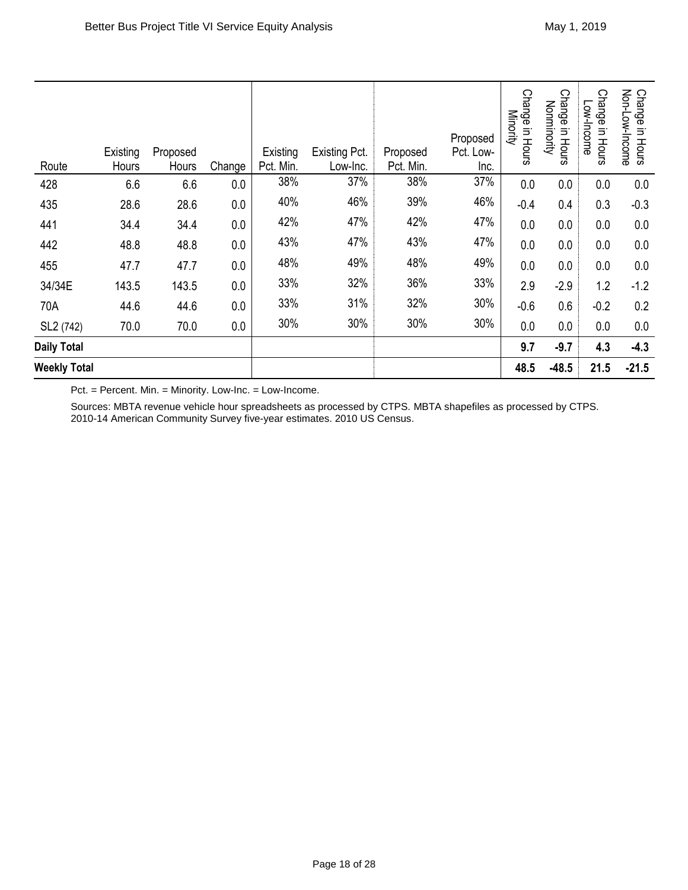| Route | Existing Hours | Proposed Hours | Change | Existing Pct. Min. | Existing Pct. Low-Inc. | Proposed Pct. Min. | Proposed Pct. Low-Inc. | Change in Hours Minority | Change in Hours Nonminority | Change in Hours Low-Income | Change in Hours Non-Low-Income |
|---|---|---|---|---|---|---|---|---|---|---|---|
| 428 | 6.6 | 6.6 | 0.0 | 38% | 37% | 38% | 37% | 0.0 | 0.0 | 0.0 | 0.0 |
| 435 | 28.6 | 28.6 | 0.0 | 40% | 46% | 39% | 46% | -0.4 | 0.4 | 0.3 | -0.3 |
| 441 | 34.4 | 34.4 | 0.0 | 42% | 47% | 42% | 47% | 0.0 | 0.0 | 0.0 | 0.0 |
| 442 | 48.8 | 48.8 | 0.0 | 43% | 47% | 43% | 47% | 0.0 | 0.0 | 0.0 | 0.0 |
| 455 | 47.7 | 47.7 | 0.0 | 48% | 49% | 48% | 49% | 0.0 | 0.0 | 0.0 | 0.0 |
| 34/34E | 143.5 | 143.5 | 0.0 | 33% | 32% | 36% | 33% | 2.9 | -2.9 | 1.2 | -1.2 |
| 70A | 44.6 | 44.6 | 0.0 | 33% | 31% | 32% | 30% | -0.6 | 0.6 | -0.2 | 0.2 |
| SL2 (742) | 70.0 | 70.0 | 0.0 | 30% | 30% | 30% | 30% | 0.0 | 0.0 | 0.0 | 0.0 |
| **Daily Total** | | | | | | | | **9.7** | **-9.7** | **4.3** | **-4.3** |
| **Weekly Total** | | | | | | | | **48.5** | **-48.5** | **21.5** | **-21.5** |

Pct. = Percent. Min. = Minority. Low-Inc. = Low-Income.

Sources: MBTA revenue vehicle hour spreadsheets as processed by CTPS. MBTA shapefiles as processed by CTPS. 2010-14 American Community Survey five-year estimates. 2010 US Census.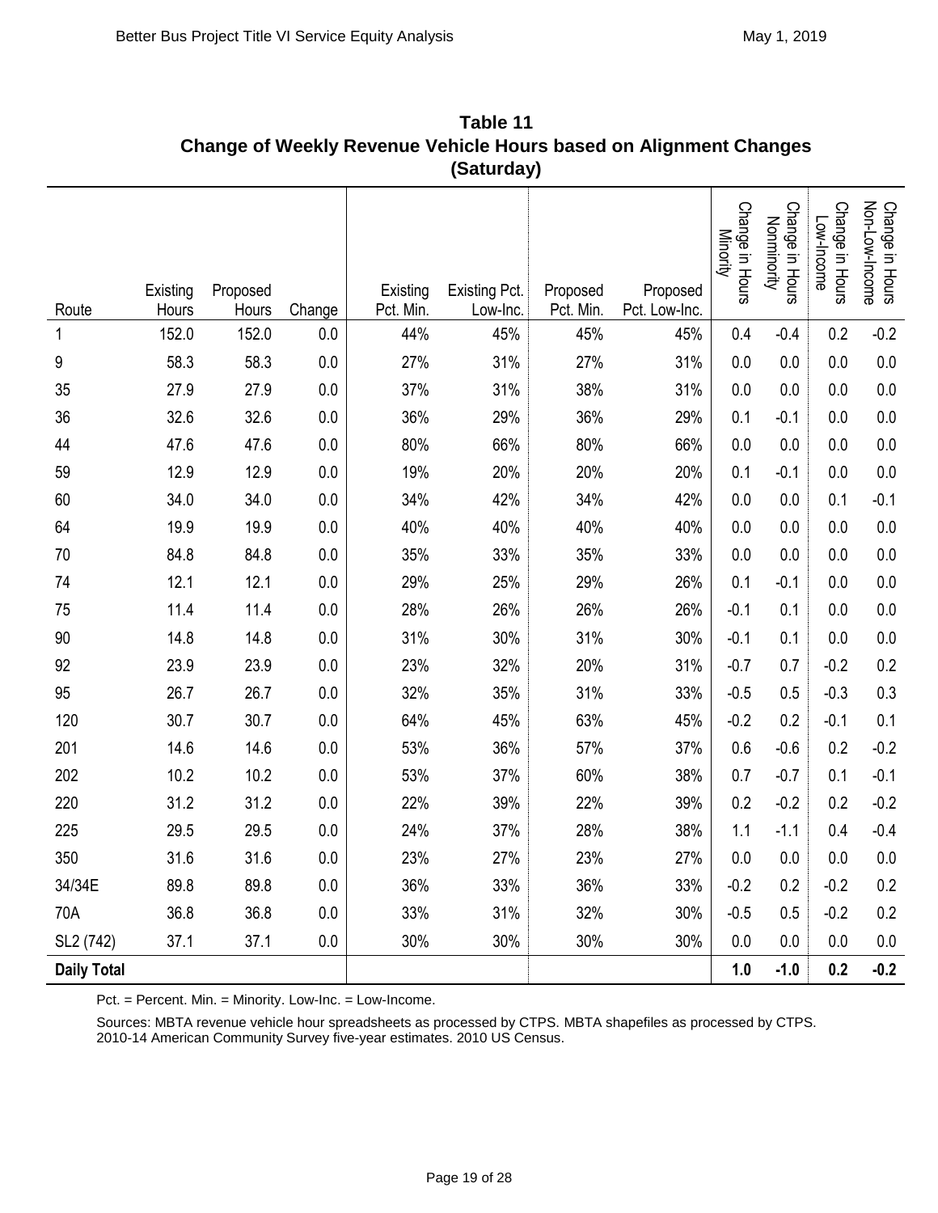**Table 11**
**Change of Weekly Revenue Vehicle Hours based on Alignment Changes (Saturday)**

| Route | Existing Hours | Proposed Hours | Change | Existing Pct. Min. | Existing Pct. Low-Inc. | Proposed Pct. Min. | Proposed Pct. Low-Inc. | Change in Hours Minority | Change in Hours Nonminority | Change in Hours Low-Income | Change in Hours Non-Low-Income |
|---|---|---|---|---|---|---|---|---|---|---|---|
| 1 | 152.0 | 152.0 | 0.0 | 44% | 45% | 45% | 45% | 0.4 | -0.4 | 0.2 | -0.2 |
| 9 | 58.3 | 58.3 | 0.0 | 27% | 31% | 27% | 31% | 0.0 | 0.0 | 0.0 | 0.0 |
| 35 | 27.9 | 27.9 | 0.0 | 37% | 31% | 38% | 31% | 0.0 | 0.0 | 0.0 | 0.0 |
| 36 | 32.6 | 32.6 | 0.0 | 36% | 29% | 36% | 29% | 0.1 | -0.1 | 0.0 | 0.0 |
| 44 | 47.6 | 47.6 | 0.0 | 80% | 66% | 80% | 66% | 0.0 | 0.0 | 0.0 | 0.0 |
| 59 | 12.9 | 12.9 | 0.0 | 19% | 20% | 20% | 20% | 0.1 | -0.1 | 0.0 | 0.0 |
| 60 | 34.0 | 34.0 | 0.0 | 34% | 42% | 34% | 42% | 0.0 | 0.0 | 0.1 | -0.1 |
| 64 | 19.9 | 19.9 | 0.0 | 40% | 40% | 40% | 40% | 0.0 | 0.0 | 0.0 | 0.0 |
| 70 | 84.8 | 84.8 | 0.0 | 35% | 33% | 35% | 33% | 0.0 | 0.0 | 0.0 | 0.0 |
| 74 | 12.1 | 12.1 | 0.0 | 29% | 25% | 29% | 26% | 0.1 | -0.1 | 0.0 | 0.0 |
| 75 | 11.4 | 11.4 | 0.0 | 28% | 26% | 26% | 26% | -0.1 | 0.1 | 0.0 | 0.0 |
| 90 | 14.8 | 14.8 | 0.0 | 31% | 30% | 31% | 30% | -0.1 | 0.1 | 0.0 | 0.0 |
| 92 | 23.9 | 23.9 | 0.0 | 23% | 32% | 20% | 31% | -0.7 | 0.7 | -0.2 | 0.2 |
| 95 | 26.7 | 26.7 | 0.0 | 32% | 35% | 31% | 33% | -0.5 | 0.5 | -0.3 | 0.3 |
| 120 | 30.7 | 30.7 | 0.0 | 64% | 45% | 63% | 45% | -0.2 | 0.2 | -0.1 | 0.1 |
| 201 | 14.6 | 14.6 | 0.0 | 53% | 36% | 57% | 37% | 0.6 | -0.6 | 0.2 | -0.2 |
| 202 | 10.2 | 10.2 | 0.0 | 53% | 37% | 60% | 38% | 0.7 | -0.7 | 0.1 | -0.1 |
| 220 | 31.2 | 31.2 | 0.0 | 22% | 39% | 22% | 39% | 0.2 | -0.2 | 0.2 | -0.2 |
| 225 | 29.5 | 29.5 | 0.0 | 24% | 37% | 28% | 38% | 1.1 | -1.1 | 0.4 | -0.4 |
| 350 | 31.6 | 31.6 | 0.0 | 23% | 27% | 23% | 27% | 0.0 | 0.0 | 0.0 | 0.0 |
| 34/34E | 89.8 | 89.8 | 0.0 | 36% | 33% | 36% | 33% | -0.2 | 0.2 | -0.2 | 0.2 |
| 70A | 36.8 | 36.8 | 0.0 | 33% | 31% | 32% | 30% | -0.5 | 0.5 | -0.2 | 0.2 |
| SL2 (742) | 37.1 | 37.1 | 0.0 | 30% | 30% | 30% | 30% | 0.0 | 0.0 | 0.0 | 0.0 |
| **Daily Total** | | | | | | | | **1.0** | **-1.0** | **0.2** | **-0.2** |

Pct. = Percent. Min. = Minority. Low-Inc. = Low-Income.

Sources: MBTA revenue vehicle hour spreadsheets as processed by CTPS. MBTA shapefiles as processed by CTPS. 2010-14 American Community Survey five-year estimates. 2010 US Census.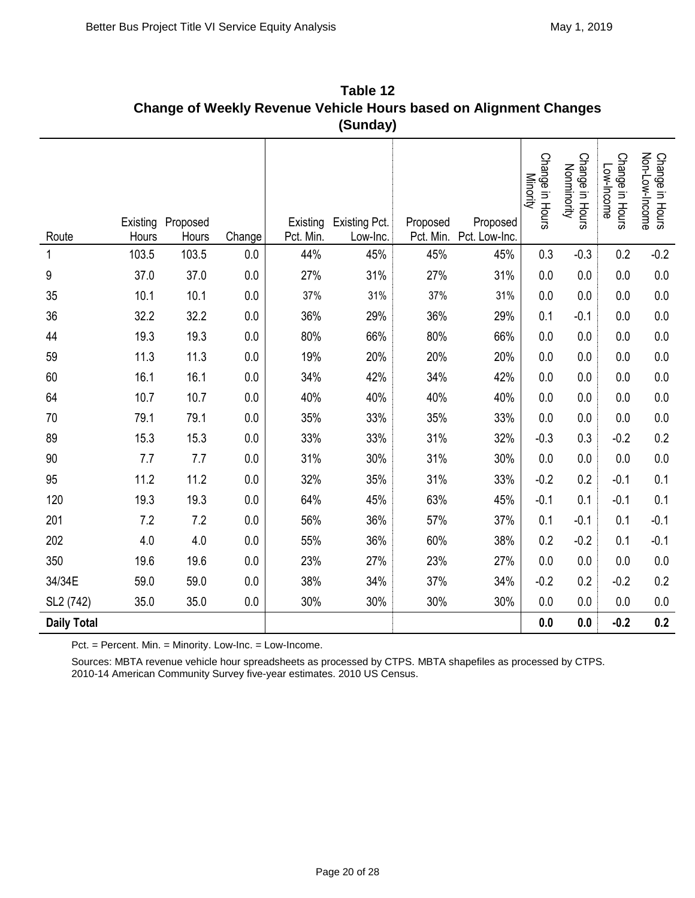**Table 12**
**Change of Weekly Revenue Vehicle Hours based on Alignment Changes (Sunday)**

| Route | Existing Hours | Proposed Hours | Change | Existing Pct. Min. | Existing Pct. Low-Inc. | Proposed Pct. Min. | Proposed Pct. Low-Inc. | Change in Hours Minority | Change in Hours Nonminority | Change in Hours Low-Income | Change in Hours Non-Low-Income |
|---|---|---|---|---|---|---|---|---|---|---|---|
| 1 | 103.5 | 103.5 | 0.0 | 44% | 45% | 45% | 45% | 0.3 | -0.3 | 0.2 | -0.2 |
| 9 | 37.0 | 37.0 | 0.0 | 27% | 31% | 27% | 31% | 0.0 | 0.0 | 0.0 | 0.0 |
| 35 | 10.1 | 10.1 | 0.0 | 37% | 31% | 37% | 31% | 0.0 | 0.0 | 0.0 | 0.0 |
| 36 | 32.2 | 32.2 | 0.0 | 36% | 29% | 36% | 29% | 0.1 | -0.1 | 0.0 | 0.0 |
| 44 | 19.3 | 19.3 | 0.0 | 80% | 66% | 80% | 66% | 0.0 | 0.0 | 0.0 | 0.0 |
| 59 | 11.3 | 11.3 | 0.0 | 19% | 20% | 20% | 20% | 0.0 | 0.0 | 0.0 | 0.0 |
| 60 | 16.1 | 16.1 | 0.0 | 34% | 42% | 34% | 42% | 0.0 | 0.0 | 0.0 | 0.0 |
| 64 | 10.7 | 10.7 | 0.0 | 40% | 40% | 40% | 40% | 0.0 | 0.0 | 0.0 | 0.0 |
| 70 | 79.1 | 79.1 | 0.0 | 35% | 33% | 35% | 33% | 0.0 | 0.0 | 0.0 | 0.0 |
| 89 | 15.3 | 15.3 | 0.0 | 33% | 33% | 31% | 32% | -0.3 | 0.3 | -0.2 | 0.2 |
| 90 | 7.7 | 7.7 | 0.0 | 31% | 30% | 31% | 30% | 0.0 | 0.0 | 0.0 | 0.0 |
| 95 | 11.2 | 11.2 | 0.0 | 32% | 35% | 31% | 33% | -0.2 | 0.2 | -0.1 | 0.1 |
| 120 | 19.3 | 19.3 | 0.0 | 64% | 45% | 63% | 45% | -0.1 | 0.1 | -0.1 | 0.1 |
| 201 | 7.2 | 7.2 | 0.0 | 56% | 36% | 57% | 37% | 0.1 | -0.1 | 0.1 | -0.1 |
| 202 | 4.0 | 4.0 | 0.0 | 55% | 36% | 60% | 38% | 0.2 | -0.2 | 0.1 | -0.1 |
| 350 | 19.6 | 19.6 | 0.0 | 23% | 27% | 23% | 27% | 0.0 | 0.0 | 0.0 | 0.0 |
| 34/34E | 59.0 | 59.0 | 0.0 | 38% | 34% | 37% | 34% | -0.2 | 0.2 | -0.2 | 0.2 |
| SL2 (742) | 35.0 | 35.0 | 0.0 | 30% | 30% | 30% | 30% | 0.0 | 0.0 | 0.0 | 0.0 |
| **Daily Total** | | | | | | | | **0.0** | **0.0** | **-0.2** | **0.2** |

Pct. = Percent. Min. = Minority. Low-Inc. = Low-Income.

Sources: MBTA revenue vehicle hour spreadsheets as processed by CTPS. MBTA shapefiles as processed by CTPS. 2010-14 American Community Survey five-year estimates. 2010 US Census.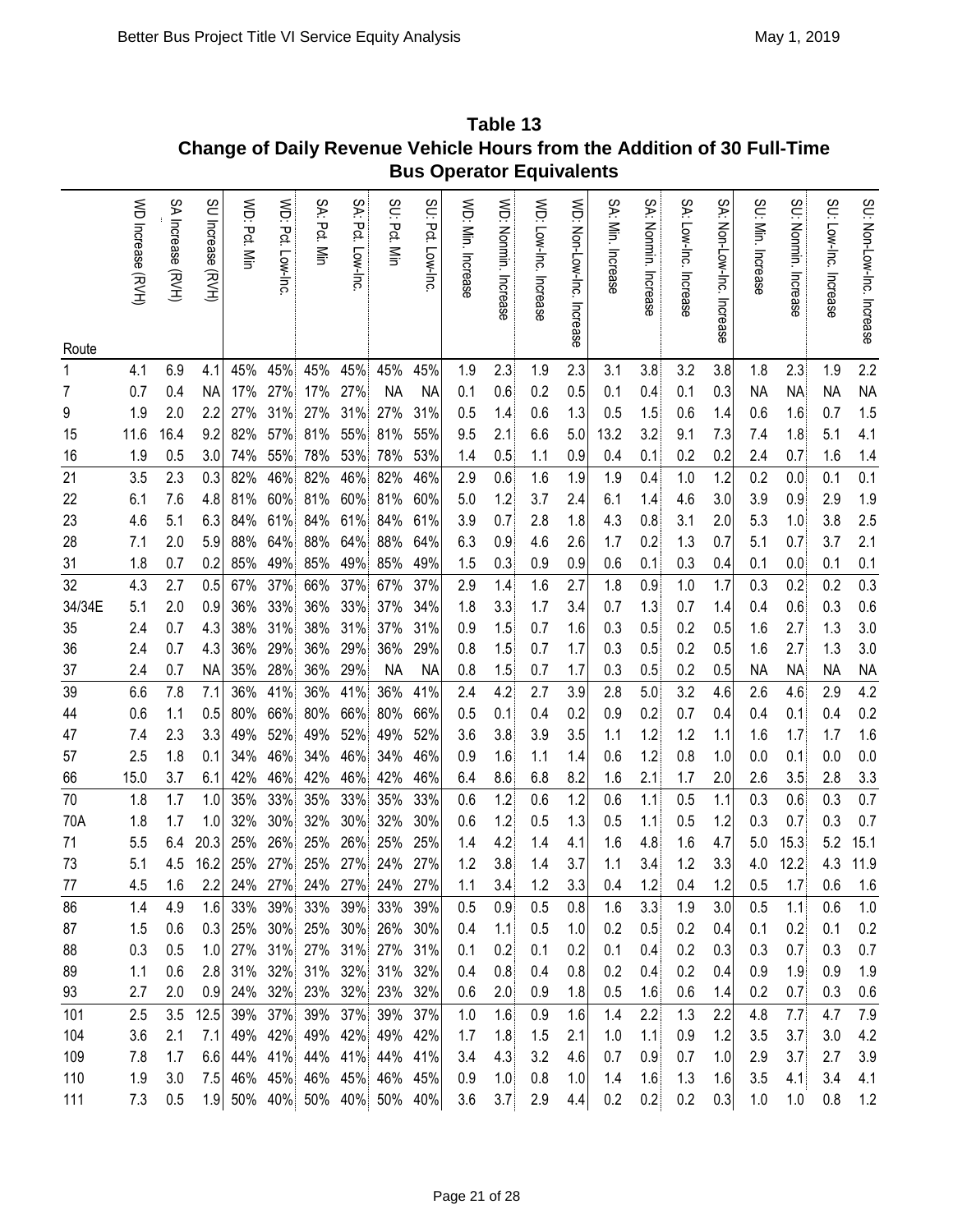**Table 13**
**Change of Daily Revenue Vehicle Hours from the Addition of 30 Full-Time Bus Operator Equivalents**

| Route | WD Increase (RVH) | SA Increase (RVH) | SU Increase (RVH) | WD: Pct. Min | WD: Pct. Low-Inc. | SA: Pct. Min | SA: Pct. Low-Inc. | SU: Pct. Min | SU: Pct. Low-Inc. | WD: Min. Increase | WD: Nonmin. Increase | WD: Low-Inc. Increase | WD: Non-Low-Inc. Increase | SA: Min. Increase | SA: Nonmin. Increase | SA: Low-Inc. Increase | SA: Non-Low-Inc. Increase | SU: Min. Increase | SU: Nonmin. Increase | SU: Low-Inc. Increase | SU: Non-Low-Inc. Increase |
|---|---|---|---|---|---|---|---|---|---|---|---|---|---|---|---|---|---|---|---|---|---|
| 1 | 4.1 | 6.9 | 4.1 | 45% | 45% | 45% | 45% | 45% | 45% | 1.9 | 2.3 | 1.9 | 2.3 | 3.1 | 3.8 | 3.2 | 3.8 | 1.8 | 2.3 | 1.9 | 2.2 |
| 7 | 0.7 | 0.4 | NA | 17% | 27% | 17% | 27% | NA | NA | 0.1 | 0.6 | 0.2 | 0.5 | 0.1 | 0.4 | 0.1 | 0.3 | NA | NA | NA | NA |
| 9 | 1.9 | 2.0 | 2.2 | 27% | 31% | 27% | 31% | 27% | 31% | 0.5 | 1.4 | 0.6 | 1.3 | 0.5 | 1.5 | 0.6 | 1.4 | 0.6 | 1.6 | 0.7 | 1.5 |
| 15 | 11.6 | 16.4 | 9.2 | 82% | 57% | 81% | 55% | 81% | 55% | 9.5 | 2.1 | 6.6 | 5.0 | 13.2 | 3.2 | 9.1 | 7.3 | 7.4 | 1.8 | 5.1 | 4.1 |
| 16 | 1.9 | 0.5 | 3.0 | 74% | 55% | 78% | 53% | 78% | 53% | 1.4 | 0.5 | 1.1 | 0.9 | 0.4 | 0.1 | 0.2 | 0.2 | 2.4 | 0.7 | 1.6 | 1.4 |
| 21 | 3.5 | 2.3 | 0.3 | 82% | 46% | 82% | 46% | 82% | 46% | 2.9 | 0.6 | 1.6 | 1.9 | 1.9 | 0.4 | 1.0 | 1.2 | 0.2 | 0.0 | 0.1 | 0.1 |
| 22 | 6.1 | 7.6 | 4.8 | 81% | 60% | 81% | 60% | 81% | 60% | 5.0 | 1.2 | 3.7 | 2.4 | 6.1 | 1.4 | 4.6 | 3.0 | 3.9 | 0.9 | 2.9 | 1.9 |
| 23 | 4.6 | 5.1 | 6.3 | 84% | 61% | 84% | 61% | 84% | 61% | 3.9 | 0.7 | 2.8 | 1.8 | 4.3 | 0.8 | 3.1 | 2.0 | 5.3 | 1.0 | 3.8 | 2.5 |
| 28 | 7.1 | 2.0 | 5.9 | 88% | 64% | 88% | 64% | 88% | 64% | 6.3 | 0.9 | 4.6 | 2.6 | 1.7 | 0.2 | 1.3 | 0.7 | 5.1 | 0.7 | 3.7 | 2.1 |
| 31 | 1.8 | 0.7 | 0.2 | 85% | 49% | 85% | 49% | 85% | 49% | 1.5 | 0.3 | 0.9 | 0.9 | 0.6 | 0.1 | 0.3 | 0.4 | 0.1 | 0.0 | 0.1 | 0.1 |
| 32 | 4.3 | 2.7 | 0.5 | 67% | 37% | 66% | 37% | 67% | 37% | 2.9 | 1.4 | 1.6 | 2.7 | 1.8 | 0.9 | 1.0 | 1.7 | 0.3 | 0.2 | 0.2 | 0.3 |
| 34/34E | 5.1 | 2.0 | 0.9 | 36% | 33% | 36% | 33% | 37% | 34% | 1.8 | 3.3 | 1.7 | 3.4 | 0.7 | 1.3 | 0.7 | 1.4 | 0.4 | 0.6 | 0.3 | 0.6 |
| 35 | 2.4 | 0.7 | 4.3 | 38% | 31% | 38% | 31% | 37% | 31% | 0.9 | 1.5 | 0.7 | 1.6 | 0.3 | 0.5 | 0.2 | 0.5 | 1.6 | 2.7 | 1.3 | 3.0 |
| 36 | 2.4 | 0.7 | 4.3 | 36% | 29% | 36% | 29% | 36% | 29% | 0.8 | 1.5 | 0.7 | 1.7 | 0.3 | 0.5 | 0.2 | 0.5 | 1.6 | 2.7 | 1.3 | 3.0 |
| 37 | 2.4 | 0.7 | NA | 35% | 28% | 36% | 29% | NA | NA | 0.8 | 1.5 | 0.7 | 1.7 | 0.3 | 0.5 | 0.2 | 0.5 | NA | NA | NA | NA |
| 39 | 6.6 | 7.8 | 7.1 | 36% | 41% | 36% | 41% | 36% | 41% | 2.4 | 4.2 | 2.7 | 3.9 | 2.8 | 5.0 | 3.2 | 4.6 | 2.6 | 4.6 | 2.9 | 4.2 |
| 44 | 0.6 | 1.1 | 0.5 | 80% | 66% | 80% | 66% | 80% | 66% | 0.5 | 0.1 | 0.4 | 0.2 | 0.9 | 0.2 | 0.7 | 0.4 | 0.4 | 0.1 | 0.4 | 0.2 |
| 47 | 7.4 | 2.3 | 3.3 | 49% | 52% | 49% | 52% | 49% | 52% | 3.6 | 3.8 | 3.9 | 3.5 | 1.1 | 1.2 | 1.2 | 1.1 | 1.6 | 1.7 | 1.7 | 1.6 |
| 57 | 2.5 | 1.8 | 0.1 | 34% | 46% | 34% | 46% | 34% | 46% | 0.9 | 1.6 | 1.1 | 1.4 | 0.6 | 1.2 | 0.8 | 1.0 | 0.0 | 0.1 | 0.0 | 0.0 |
| 66 | 15.0 | 3.7 | 6.1 | 42% | 46% | 42% | 46% | 42% | 46% | 6.4 | 8.6 | 6.8 | 8.2 | 1.6 | 2.1 | 1.7 | 2.0 | 2.6 | 3.5 | 2.8 | 3.3 |
| 70 | 1.8 | 1.7 | 1.0 | 35% | 33% | 35% | 33% | 35% | 33% | 0.6 | 1.2 | 0.6 | 1.2 | 0.6 | 1.1 | 0.5 | 1.1 | 0.3 | 0.6 | 0.3 | 0.7 |
| 70A | 1.8 | 1.7 | 1.0 | 32% | 30% | 32% | 30% | 32% | 30% | 0.6 | 1.2 | 0.5 | 1.3 | 0.5 | 1.1 | 0.5 | 1.2 | 0.3 | 0.7 | 0.3 | 0.7 |
| 71 | 5.5 | 6.4 | 20.3 | 25% | 26% | 25% | 26% | 25% | 25% | 1.4 | 4.2 | 1.4 | 4.1 | 1.6 | 4.8 | 1.6 | 4.7 | 5.0 | 15.3 | 5.2 | 15.1 |
| 73 | 5.1 | 4.5 | 16.2 | 25% | 27% | 25% | 27% | 24% | 27% | 1.2 | 3.8 | 1.4 | 3.7 | 1.1 | 3.4 | 1.2 | 3.3 | 4.0 | 12.2 | 4.3 | 11.9 |
| 77 | 4.5 | 1.6 | 2.2 | 24% | 27% | 24% | 27% | 24% | 27% | 1.1 | 3.4 | 1.2 | 3.3 | 0.4 | 1.2 | 0.4 | 1.2 | 0.5 | 1.7 | 0.6 | 1.6 |
| 86 | 1.4 | 4.9 | 1.6 | 33% | 39% | 33% | 39% | 33% | 39% | 0.5 | 0.9 | 0.5 | 0.8 | 1.6 | 3.3 | 1.9 | 3.0 | 0.5 | 1.1 | 0.6 | 1.0 |
| 87 | 1.5 | 0.6 | 0.3 | 25% | 30% | 25% | 30% | 26% | 30% | 0.4 | 1.1 | 0.5 | 1.0 | 0.2 | 0.5 | 0.2 | 0.4 | 0.1 | 0.2 | 0.1 | 0.2 |
| 88 | 0.3 | 0.5 | 1.0 | 27% | 31% | 27% | 31% | 27% | 31% | 0.1 | 0.2 | 0.1 | 0.2 | 0.1 | 0.4 | 0.2 | 0.3 | 0.3 | 0.7 | 0.3 | 0.7 |
| 89 | 1.1 | 0.6 | 2.8 | 31% | 32% | 31% | 32% | 31% | 32% | 0.4 | 0.8 | 0.4 | 0.8 | 0.2 | 0.4 | 0.2 | 0.4 | 0.9 | 1.9 | 0.9 | 1.9 |
| 93 | 2.7 | 2.0 | 0.9 | 24% | 32% | 23% | 32% | 23% | 32% | 0.6 | 2.0 | 0.9 | 1.8 | 0.5 | 1.6 | 0.6 | 1.4 | 0.2 | 0.7 | 0.3 | 0.6 |
| 101 | 2.5 | 3.5 | 12.5 | 39% | 37% | 39% | 37% | 39% | 37% | 1.0 | 1.6 | 0.9 | 1.6 | 1.4 | 2.2 | 1.3 | 2.2 | 4.8 | 7.7 | 4.7 | 7.9 |
| 104 | 3.6 | 2.1 | 7.1 | 49% | 42% | 49% | 42% | 49% | 42% | 1.7 | 1.8 | 1.5 | 2.1 | 1.0 | 1.1 | 0.9 | 1.2 | 3.5 | 3.7 | 3.0 | 4.2 |
| 109 | 7.8 | 1.7 | 6.6 | 44% | 41% | 44% | 41% | 44% | 41% | 3.4 | 4.3 | 3.2 | 4.6 | 0.7 | 0.9 | 0.7 | 1.0 | 2.9 | 3.7 | 2.7 | 3.9 |
| 110 | 1.9 | 3.0 | 7.5 | 46% | 45% | 46% | 45% | 46% | 45% | 0.9 | 1.0 | 0.8 | 1.0 | 1.4 | 1.6 | 1.3 | 1.6 | 3.5 | 4.1 | 3.4 | 4.1 |
| 111 | 7.3 | 0.5 | 1.9 | 50% | 40% | 50% | 40% | 50% | 40% | 3.6 | 3.7 | 2.9 | 4.4 | 0.2 | 0.2 | 0.2 | 0.3 | 1.0 | 1.0 | 0.8 | 1.2 |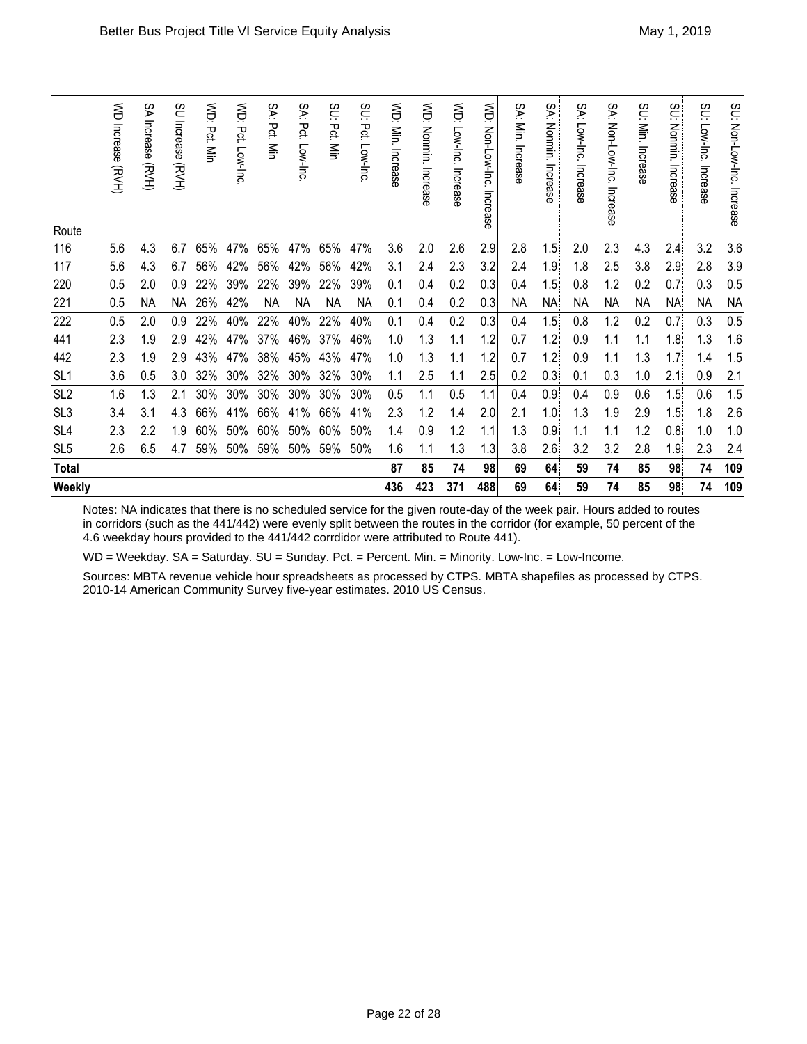| Route | WD Increase (RVH) | SA Increase (RVH) | SU Increase (RVH) | WD: Pct. Min | WD: Pct. Low-Inc. | SA: Pct. Min | SA: Pct. Low-Inc. | SU: Pct. Min | SU: Pct. Low-Inc. | WD: Min. Increase | WD: Nonmin. Increase | WD: Low-Inc. Increase | WD: Non-Low-Inc. Increase | SA: Min. Increase | SA: Nonmin. Increase | SA: Low-Inc. Increase | SA: Non-Low-Inc. Increase | SU: Min. Increase | SU: Nonmin. Increase | SU: Low-Inc. Increase | SU: Non-Low-Inc. Increase |
|---|---|---|---|---|---|---|---|---|---|---|---|---|---|---|---|---|---|---|---|---|---|
| 116 | 5.6 | 4.3 | 6.7 | 65% | 47% | 65% | 47% | 65% | 47% | 3.6 | 2.0 | 2.6 | 2.9 | 2.8 | 1.5 | 2.0 | 2.3 | 4.3 | 2.4 | 3.2 | 3.6 |
| 117 | 5.6 | 4.3 | 6.7 | 56% | 42% | 56% | 42% | 56% | 42% | 3.1 | 2.4 | 2.3 | 3.2 | 2.4 | 1.9 | 1.8 | 2.5 | 3.8 | 2.9 | 2.8 | 3.9 |
| 220 | 0.5 | 2.0 | 0.9 | 22% | 39% | 22% | 39% | 22% | 39% | 0.1 | 0.4 | 0.2 | 0.3 | 0.4 | 1.5 | 0.8 | 1.2 | 0.2 | 0.7 | 0.3 | 0.5 |
| 221 | 0.5 | NA | NA | 26% | 42% | NA | NA | NA | NA | 0.1 | 0.4 | 0.2 | 0.3 | NA | NA | NA | NA | NA | NA | NA | NA |
| 222 | 0.5 | 2.0 | 0.9 | 22% | 40% | 22% | 40% | 22% | 40% | 0.1 | 0.4 | 0.2 | 0.3 | 0.4 | 1.5 | 0.8 | 1.2 | 0.2 | 0.7 | 0.3 | 0.5 |
| 441 | 2.3 | 1.9 | 2.9 | 42% | 47% | 37% | 46% | 37% | 46% | 1.0 | 1.3 | 1.1 | 1.2 | 0.7 | 1.2 | 0.9 | 1.1 | 1.1 | 1.8 | 1.3 | 1.6 |
| 442 | 2.3 | 1.9 | 2.9 | 43% | 47% | 38% | 45% | 43% | 47% | 1.0 | 1.3 | 1.1 | 1.2 | 0.7 | 1.2 | 0.9 | 1.1 | 1.3 | 1.7 | 1.4 | 1.5 |
| SL1 | 3.6 | 0.5 | 3.0 | 32% | 30% | 32% | 30% | 32% | 30% | 1.1 | 2.5 | 1.1 | 2.5 | 0.2 | 0.3 | 0.1 | 0.3 | 1.0 | 2.1 | 0.9 | 2.1 |
| SL2 | 1.6 | 1.3 | 2.1 | 30% | 30% | 30% | 30% | 30% | 30% | 0.5 | 1.1 | 0.5 | 1.1 | 0.4 | 0.9 | 0.4 | 0.9 | 0.6 | 1.5 | 0.6 | 1.5 |
| SL3 | 3.4 | 3.1 | 4.3 | 66% | 41% | 66% | 41% | 66% | 41% | 2.3 | 1.2 | 1.4 | 2.0 | 2.1 | 1.0 | 1.3 | 1.9 | 2.9 | 1.5 | 1.8 | 2.6 |
| SL4 | 2.3 | 2.2 | 1.9 | 60% | 50% | 60% | 50% | 60% | 50% | 1.4 | 0.9 | 1.2 | 1.1 | 1.3 | 0.9 | 1.1 | 1.1 | 1.2 | 0.8 | 1.0 | 1.0 |
| SL5 | 2.6 | 6.5 | 4.7 | 59% | 50% | 59% | 50% | 59% | 50% | 1.6 | 1.1 | 1.3 | 1.3 | 3.8 | 2.6 | 3.2 | 3.2 | 2.8 | 1.9 | 2.3 | 2.4 |
| **Total** | | | | | | | | | | **87** | **85** | **74** | **98** | **69** | **64** | **59** | **74** | **85** | **98** | **74** | **109** |
| **Weekly** | | | | | | | | | | **436** | **423** | **371** | **488** | **69** | **64** | **59** | **74** | **85** | **98** | **74** | **109** |

Notes: NA indicates that there is no scheduled service for the given route-day of the week pair. Hours added to routes in corridors (such as the 441/442) were evenly split between the routes in the corridor (for example, 50 percent of the 4.6 weekday hours provided to the 441/442 corrdidor were attributed to Route 441).

WD = Weekday. SA = Saturday. SU = Sunday. Pct. = Percent. Min. = Minority. Low-Inc. = Low-Income.

Sources: MBTA revenue vehicle hour spreadsheets as processed by CTPS. MBTA shapefiles as processed by CTPS. 2010-14 American Community Survey five-year estimates. 2010 US Census.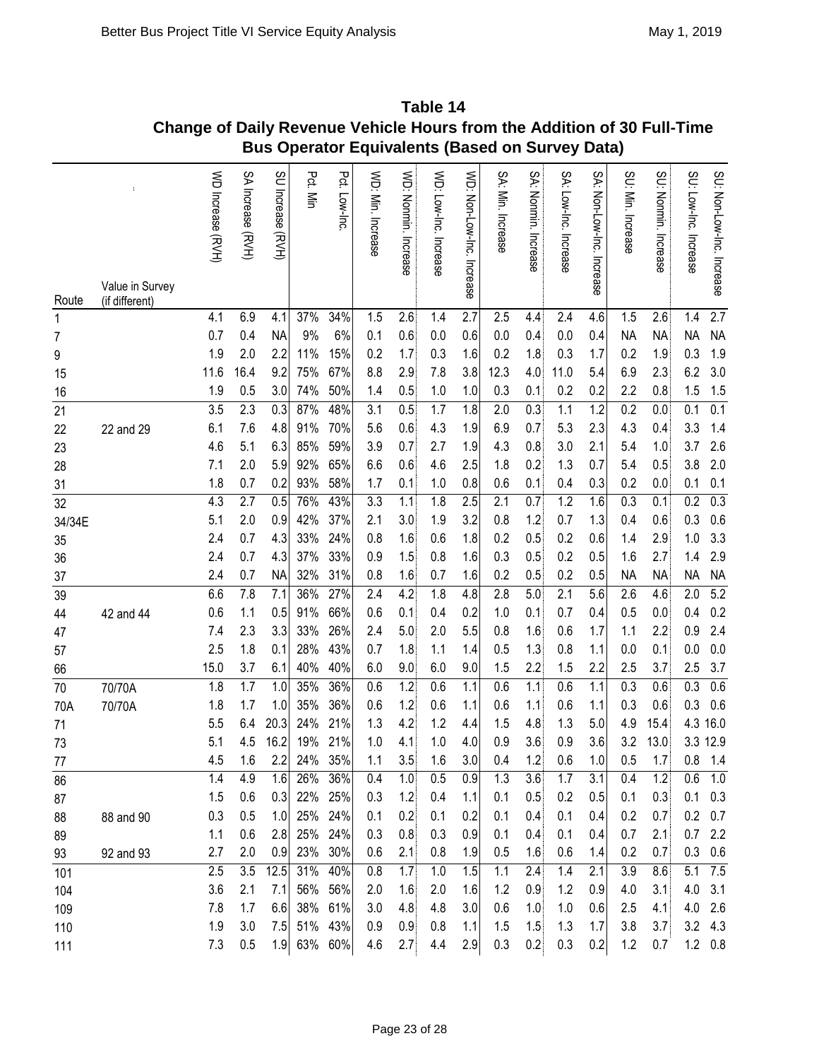## Table 14
## Change of Daily Revenue Vehicle Hours from the Addition of 30 Full-Time Bus Operator Equivalents (Based on Survey Data)

| Route | Value in Survey (if different) | WD Increase (RVH) | SA Increase (RVH) | SU Increase (RVH) | Pct. Min | Pct. Low-Inc. | WD: Min. Increase | WD: Nonmin. Increase | WD: Low-Inc. Increase | WD: Non-Low-Inc. Increase | SA: Min. Increase | SA: Nonmin. Increase | SA: Low-Inc. Increase | SA: Non-Low-Inc. Increase | SU: Min. Increase | SU: Nonmin. Increase | SU: Low-Inc. Increase | SU: Non-Low-Inc. Increase |
|---|---|---|---|---|---|---|---|---|---|---|---|---|---|---|---|---|---|---|
| 1 | | 4.1 | 6.9 | 4.1 | 37% | 34% | 1.5 | 2.6 | 1.4 | 2.7 | 2.5 | 4.4 | 2.4 | 4.6 | 1.5 | 2.6 | 1.4 | 2.7 |
| 7 | | 0.7 | 0.4 | NA | 9% | 6% | 0.1 | 0.6 | 0.0 | 0.6 | 0.0 | 0.4 | 0.0 | 0.4 | NA | NA | NA | NA |
| 9 | | 1.9 | 2.0 | 2.2 | 11% | 15% | 0.2 | 1.7 | 0.3 | 1.6 | 0.2 | 1.8 | 0.3 | 1.7 | 0.2 | 1.9 | 0.3 | 1.9 |
| 15 | | 11.6 | 16.4 | 9.2 | 75% | 67% | 8.8 | 2.9 | 7.8 | 3.8 | 12.3 | 4.0 | 11.0 | 5.4 | 6.9 | 2.3 | 6.2 | 3.0 |
| 16 | | 1.9 | 0.5 | 3.0 | 74% | 50% | 1.4 | 0.5 | 1.0 | 1.0 | 0.3 | 0.1 | 0.2 | 0.2 | 2.2 | 0.8 | 1.5 | 1.5 |
| 21 | | 3.5 | 2.3 | 0.3 | 87% | 48% | 3.1 | 0.5 | 1.7 | 1.8 | 2.0 | 0.3 | 1.1 | 1.2 | 0.2 | 0.0 | 0.1 | 0.1 |
| 22 | 22 and 29 | 6.1 | 7.6 | 4.8 | 91% | 70% | 5.6 | 0.6 | 4.3 | 1.9 | 6.9 | 0.7 | 5.3 | 2.3 | 4.3 | 0.4 | 3.3 | 1.4 |
| 23 | | 4.6 | 5.1 | 6.3 | 85% | 59% | 3.9 | 0.7 | 2.7 | 1.9 | 4.3 | 0.8 | 3.0 | 2.1 | 5.4 | 1.0 | 3.7 | 2.6 |
| 28 | | 7.1 | 2.0 | 5.9 | 92% | 65% | 6.6 | 0.6 | 4.6 | 2.5 | 1.8 | 0.2 | 1.3 | 0.7 | 5.4 | 0.5 | 3.8 | 2.0 |
| 31 | | 1.8 | 0.7 | 0.2 | 93% | 58% | 1.7 | 0.1 | 1.0 | 0.8 | 0.6 | 0.1 | 0.4 | 0.3 | 0.2 | 0.0 | 0.1 | 0.1 |
| 32 | | 4.3 | 2.7 | 0.5 | 76% | 43% | 3.3 | 1.1 | 1.8 | 2.5 | 2.1 | 0.7 | 1.2 | 1.6 | 0.3 | 0.1 | 0.2 | 0.3 |
| 34/34E | | 5.1 | 2.0 | 0.9 | 42% | 37% | 2.1 | 3.0 | 1.9 | 3.2 | 0.8 | 1.2 | 0.7 | 1.3 | 0.4 | 0.6 | 0.3 | 0.6 |
| 35 | | 2.4 | 0.7 | 4.3 | 33% | 24% | 0.8 | 1.6 | 0.6 | 1.8 | 0.2 | 0.5 | 0.2 | 0.6 | 1.4 | 2.9 | 1.0 | 3.3 |
| 36 | | 2.4 | 0.7 | 4.3 | 37% | 33% | 0.9 | 1.5 | 0.8 | 1.6 | 0.3 | 0.5 | 0.2 | 0.5 | 1.6 | 2.7 | 1.4 | 2.9 |
| 37 | | 2.4 | 0.7 | NA | 32% | 31% | 0.8 | 1.6 | 0.7 | 1.6 | 0.2 | 0.5 | 0.2 | 0.5 | NA | NA | NA | NA |
| 39 | | 6.6 | 7.8 | 7.1 | 36% | 27% | 2.4 | 4.2 | 1.8 | 4.8 | 2.8 | 5.0 | 2.1 | 5.6 | 2.6 | 4.6 | 2.0 | 5.2 |
| 44 | 42 and 44 | 0.6 | 1.1 | 0.5 | 91% | 66% | 0.6 | 0.1 | 0.4 | 0.2 | 1.0 | 0.1 | 0.7 | 0.4 | 0.5 | 0.0 | 0.4 | 0.2 |
| 47 | | 7.4 | 2.3 | 3.3 | 33% | 26% | 2.4 | 5.0 | 2.0 | 5.5 | 0.8 | 1.6 | 0.6 | 1.7 | 1.1 | 2.2 | 0.9 | 2.4 |
| 57 | | 2.5 | 1.8 | 0.1 | 28% | 43% | 0.7 | 1.8 | 1.1 | 1.4 | 0.5 | 1.3 | 0.8 | 1.1 | 0.0 | 0.1 | 0.0 | 0.0 |
| 66 | | 15.0 | 3.7 | 6.1 | 40% | 40% | 6.0 | 9.0 | 6.0 | 9.0 | 1.5 | 2.2 | 1.5 | 2.2 | 2.5 | 3.7 | 2.5 | 3.7 |
| 70 | 70/70A | 1.8 | 1.7 | 1.0 | 35% | 36% | 0.6 | 1.2 | 0.6 | 1.1 | 0.6 | 1.1 | 0.6 | 1.1 | 0.3 | 0.6 | 0.3 | 0.6 |
| 70A | 70/70A | 1.8 | 1.7 | 1.0 | 35% | 36% | 0.6 | 1.2 | 0.6 | 1.1 | 0.6 | 1.1 | 0.6 | 1.1 | 0.3 | 0.6 | 0.3 | 0.6 |
| 71 | | 5.5 | 6.4 | 20.3 | 24% | 21% | 1.3 | 4.2 | 1.2 | 4.4 | 1.5 | 4.8 | 1.3 | 5.0 | 4.9 | 15.4 | 4.3 | 16.0 |
| 73 | | 5.1 | 4.5 | 16.2 | 19% | 21% | 1.0 | 4.1 | 1.0 | 4.0 | 0.9 | 3.6 | 0.9 | 3.6 | 3.2 | 13.0 | 3.3 | 12.9 |
| 77 | | 4.5 | 1.6 | 2.2 | 24% | 35% | 1.1 | 3.5 | 1.6 | 3.0 | 0.4 | 1.2 | 0.6 | 1.0 | 0.5 | 1.7 | 0.8 | 1.4 |
| 86 | | 1.4 | 4.9 | 1.6 | 26% | 36% | 0.4 | 1.0 | 0.5 | 0.9 | 1.3 | 3.6 | 1.7 | 3.1 | 0.4 | 1.2 | 0.6 | 1.0 |
| 87 | | 1.5 | 0.6 | 0.3 | 22% | 25% | 0.3 | 1.2 | 0.4 | 1.1 | 0.1 | 0.5 | 0.2 | 0.5 | 0.1 | 0.3 | 0.1 | 0.3 |
| 88 | 88 and 90 | 0.3 | 0.5 | 1.0 | 25% | 24% | 0.1 | 0.2 | 0.1 | 0.2 | 0.1 | 0.4 | 0.1 | 0.4 | 0.2 | 0.7 | 0.2 | 0.7 |
| 89 | | 1.1 | 0.6 | 2.8 | 25% | 24% | 0.3 | 0.8 | 0.3 | 0.9 | 0.1 | 0.4 | 0.1 | 0.4 | 0.7 | 2.1 | 0.7 | 2.2 |
| 93 | 92 and 93 | 2.7 | 2.0 | 0.9 | 23% | 30% | 0.6 | 2.1 | 0.8 | 1.9 | 0.5 | 1.6 | 0.6 | 1.4 | 0.2 | 0.7 | 0.3 | 0.6 |
| 101 | | 2.5 | 3.5 | 12.5 | 31% | 40% | 0.8 | 1.7 | 1.0 | 1.5 | 1.1 | 2.4 | 1.4 | 2.1 | 3.9 | 8.6 | 5.1 | 7.5 |
| 104 | | 3.6 | 2.1 | 7.1 | 56% | 56% | 2.0 | 1.6 | 2.0 | 1.6 | 1.2 | 0.9 | 1.2 | 0.9 | 4.0 | 3.1 | 4.0 | 3.1 |
| 109 | | 7.8 | 1.7 | 6.6 | 38% | 61% | 3.0 | 4.8 | 4.8 | 3.0 | 0.6 | 1.0 | 1.0 | 0.6 | 2.5 | 4.1 | 4.0 | 2.6 |
| 110 | | 1.9 | 3.0 | 7.5 | 51% | 43% | 0.9 | 0.9 | 0.8 | 1.1 | 1.5 | 1.5 | 1.3 | 1.7 | 3.8 | 3.7 | 3.2 | 4.3 |
| 111 | | 7.3 | 0.5 | 1.9 | 63% | 60% | 4.6 | 2.7 | 4.4 | 2.9 | 0.3 | 0.2 | 0.3 | 0.2 | 1.2 | 0.7 | 1.2 | 0.8 |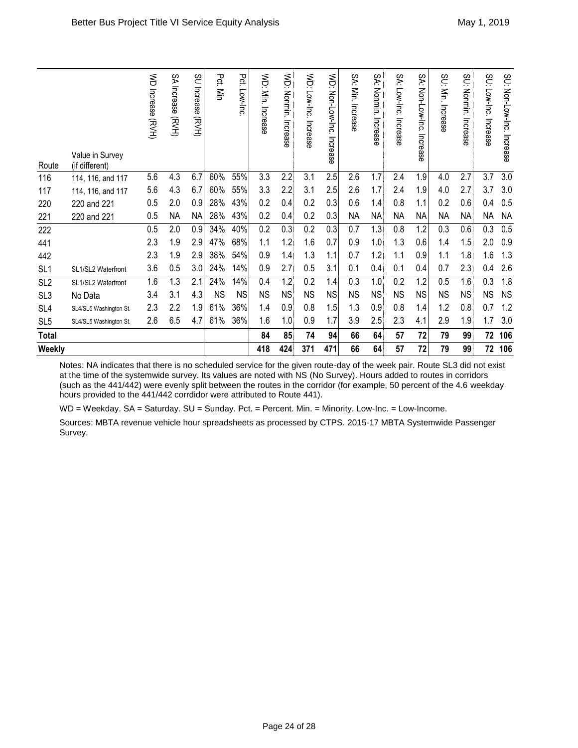| Route | Value in Survey (if different) | WD Increase (RVH) | SA Increase (RVH) | SU Increase (RVH) | Pct. Min | Pct. Low-Inc. | WD: Min. Increase | WD: Nonmin. Increase | WD: Low-Inc. Increase | WD: Non-Low-Inc. Increase | SA: Min. Increase | SA: Nonmin. Increase | SA: Low-Inc. Increase | SA: Non-Low-Inc. Increase | SU: Min. Increase | SU: Nonmin. Increase | SU: Low-Inc. Increase | SU: Non-Low-Inc. Increase |
|---|---|---|---|---|---|---|---|---|---|---|---|---|---|---|---|---|---|---|
| 116 | 114, 116, and 117 | 5.6 | 4.3 | 6.7 | 60% | 55% | 3.3 | 2.2 | 3.1 | 2.5 | 2.6 | 1.7 | 2.4 | 1.9 | 4.0 | 2.7 | 3.7 | 3.0 |
| 117 | 114, 116, and 117 | 5.6 | 4.3 | 6.7 | 60% | 55% | 3.3 | 2.2 | 3.1 | 2.5 | 2.6 | 1.7 | 2.4 | 1.9 | 4.0 | 2.7 | 3.7 | 3.0 |
| 220 | 220 and 221 | 0.5 | 2.0 | 0.9 | 28% | 43% | 0.2 | 0.4 | 0.2 | 0.3 | 0.6 | 1.4 | 0.8 | 1.1 | 0.2 | 0.6 | 0.4 | 0.5 |
| 221 | 220 and 221 | 0.5 | NA | NA | 28% | 43% | 0.2 | 0.4 | 0.2 | 0.3 | NA | NA | NA | NA | NA | NA | NA | NA |
| 222 | | 0.5 | 2.0 | 0.9 | 34% | 40% | 0.2 | 0.3 | 0.2 | 0.3 | 0.7 | 1.3 | 0.8 | 1.2 | 0.3 | 0.6 | 0.3 | 0.5 |
| 441 | | 2.3 | 1.9 | 2.9 | 47% | 68% | 1.1 | 1.2 | 1.6 | 0.7 | 0.9 | 1.0 | 1.3 | 0.6 | 1.4 | 1.5 | 2.0 | 0.9 |
| 442 | | 2.3 | 1.9 | 2.9 | 38% | 54% | 0.9 | 1.4 | 1.3 | 1.1 | 0.7 | 1.2 | 1.1 | 0.9 | 1.1 | 1.8 | 1.6 | 1.3 |
| SL1 | SL1/SL2 Waterfront | 3.6 | 0.5 | 3.0 | 24% | 14% | 0.9 | 2.7 | 0.5 | 3.1 | 0.1 | 0.4 | 0.1 | 0.4 | 0.7 | 2.3 | 0.4 | 2.6 |
| SL2 | SL1/SL2 Waterfront | 1.6 | 1.3 | 2.1 | 24% | 14% | 0.4 | 1.2 | 0.2 | 1.4 | 0.3 | 1.0 | 0.2 | 1.2 | 0.5 | 1.6 | 0.3 | 1.8 |
| SL3 | No Data | 3.4 | 3.1 | 4.3 | NS | NS | NS | NS | NS | NS | NS | NS | NS | NS | NS | NS | NS | NS |
| SL4 | SL4/SL5 Washington St. | 2.3 | 2.2 | 1.9 | 61% | 36% | 1.4 | 0.9 | 0.8 | 1.5 | 1.3 | 0.9 | 0.8 | 1.4 | 1.2 | 0.8 | 0.7 | 1.2 |
| SL5 | SL4/SL5 Washington St. | 2.6 | 6.5 | 4.7 | 61% | 36% | 1.6 | 1.0 | 0.9 | 1.7 | 3.9 | 2.5 | 2.3 | 4.1 | 2.9 | 1.9 | 1.7 | 3.0 |
| **Total** | | | | | | | **84** | **85** | **74** | **94** | **66** | **64** | **57** | **72** | **79** | **99** | **72** | **106** |
| **Weekly** | | | | | | | **418** | **424** | **371** | **471** | **66** | **64** | **57** | **72** | **79** | **99** | **72** | **106** |

Notes: NA indicates that there is no scheduled service for the given route-day of the week pair. Route SL3 did not exist at the time of the systemwide survey. Its values are noted with NS (No Survey). Hours added to routes in corridors (such as the 441/442) were evenly split between the routes in the corridor (for example, 50 percent of the 4.6 weekday hours provided to the 441/442 corrdidor were attributed to Route 441).

WD = Weekday. SA = Saturday. SU = Sunday. Pct. = Percent. Min. = Minority. Low-Inc. = Low-Income.

Sources: MBTA revenue vehicle hour spreadsheets as processed by CTPS. 2015-17 MBTA Systemwide Passenger Survey.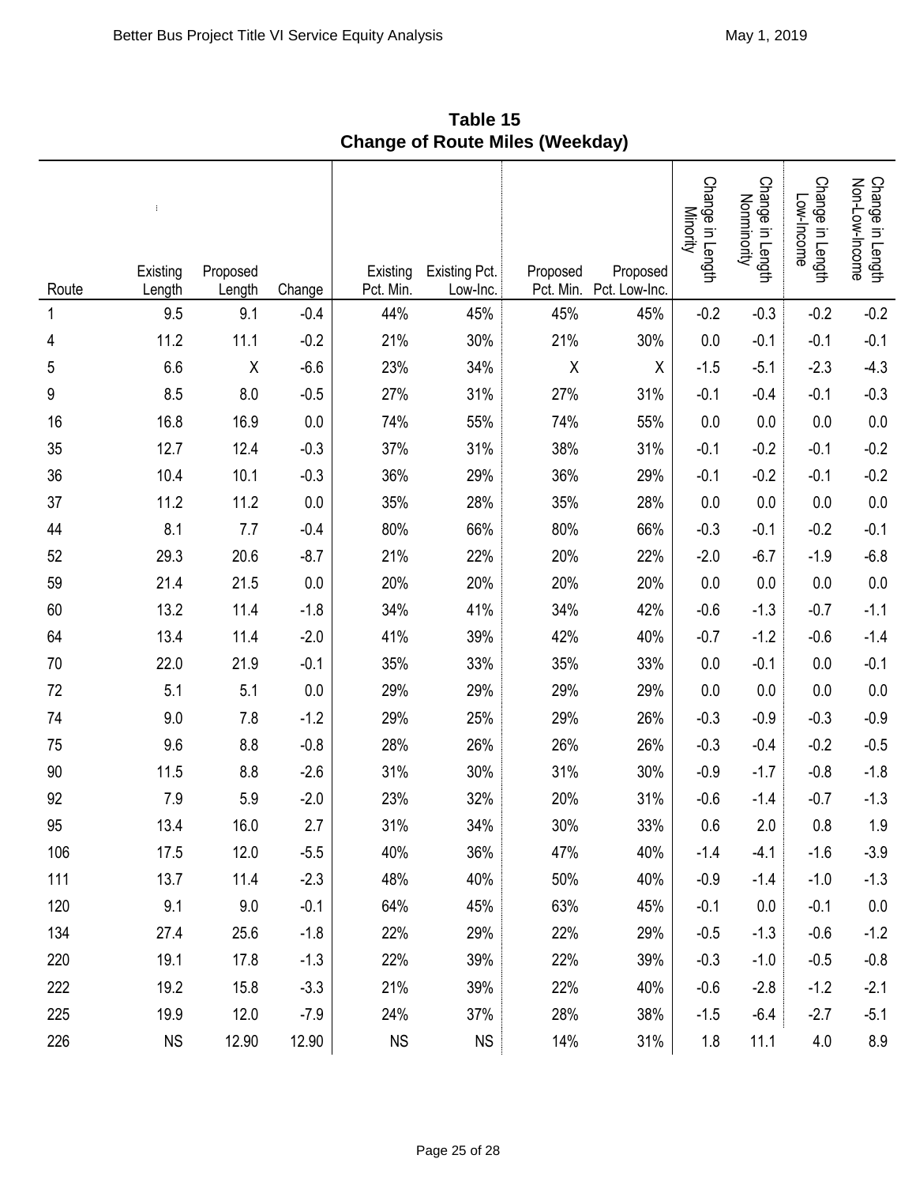## Table 15
## Change of Route Miles (Weekday)

| Route | Existing Length | Proposed Length | Change | Existing Pct. Min. | Existing Pct. Low-Inc. | Proposed Pct. Min. | Proposed Pct. Low-Inc. | Change in Length Minority | Change in Length Nonminority | Change in Length Low-Income | Change in Length Non-Low-Income |
|---|---|---|---|---|---|---|---|---|---|---|---|
| 1 | 9.5 | 9.1 | -0.4 | 44% | 45% | 45% | 45% | -0.2 | -0.3 | -0.2 | -0.2 |
| 4 | 11.2 | 11.1 | -0.2 | 21% | 30% | 21% | 30% | 0.0 | -0.1 | -0.1 | -0.1 |
| 5 | 6.6 | X | -6.6 | 23% | 34% | X | X | -1.5 | -5.1 | -2.3 | -4.3 |
| 9 | 8.5 | 8.0 | -0.5 | 27% | 31% | 27% | 31% | -0.1 | -0.4 | -0.1 | -0.3 |
| 16 | 16.8 | 16.9 | 0.0 | 74% | 55% | 74% | 55% | 0.0 | 0.0 | 0.0 | 0.0 |
| 35 | 12.7 | 12.4 | -0.3 | 37% | 31% | 38% | 31% | -0.1 | -0.2 | -0.1 | -0.2 |
| 36 | 10.4 | 10.1 | -0.3 | 36% | 29% | 36% | 29% | -0.1 | -0.2 | -0.1 | -0.2 |
| 37 | 11.2 | 11.2 | 0.0 | 35% | 28% | 35% | 28% | 0.0 | 0.0 | 0.0 | 0.0 |
| 44 | 8.1 | 7.7 | -0.4 | 80% | 66% | 80% | 66% | -0.3 | -0.1 | -0.2 | -0.1 |
| 52 | 29.3 | 20.6 | -8.7 | 21% | 22% | 20% | 22% | -2.0 | -6.7 | -1.9 | -6.8 |
| 59 | 21.4 | 21.5 | 0.0 | 20% | 20% | 20% | 20% | 0.0 | 0.0 | 0.0 | 0.0 |
| 60 | 13.2 | 11.4 | -1.8 | 34% | 41% | 34% | 42% | -0.6 | -1.3 | -0.7 | -1.1 |
| 64 | 13.4 | 11.4 | -2.0 | 41% | 39% | 42% | 40% | -0.7 | -1.2 | -0.6 | -1.4 |
| 70 | 22.0 | 21.9 | -0.1 | 35% | 33% | 35% | 33% | 0.0 | -0.1 | 0.0 | -0.1 |
| 72 | 5.1 | 5.1 | 0.0 | 29% | 29% | 29% | 29% | 0.0 | 0.0 | 0.0 | 0.0 |
| 74 | 9.0 | 7.8 | -1.2 | 29% | 25% | 29% | 26% | -0.3 | -0.9 | -0.3 | -0.9 |
| 75 | 9.6 | 8.8 | -0.8 | 28% | 26% | 26% | 26% | -0.3 | -0.4 | -0.2 | -0.5 |
| 90 | 11.5 | 8.8 | -2.6 | 31% | 30% | 31% | 30% | -0.9 | -1.7 | -0.8 | -1.8 |
| 92 | 7.9 | 5.9 | -2.0 | 23% | 32% | 20% | 31% | -0.6 | -1.4 | -0.7 | -1.3 |
| 95 | 13.4 | 16.0 | 2.7 | 31% | 34% | 30% | 33% | 0.6 | 2.0 | 0.8 | 1.9 |
| 106 | 17.5 | 12.0 | -5.5 | 40% | 36% | 47% | 40% | -1.4 | -4.1 | -1.6 | -3.9 |
| 111 | 13.7 | 11.4 | -2.3 | 48% | 40% | 50% | 40% | -0.9 | -1.4 | -1.0 | -1.3 |
| 120 | 9.1 | 9.0 | -0.1 | 64% | 45% | 63% | 45% | -0.1 | 0.0 | -0.1 | 0.0 |
| 134 | 27.4 | 25.6 | -1.8 | 22% | 29% | 22% | 29% | -0.5 | -1.3 | -0.6 | -1.2 |
| 220 | 19.1 | 17.8 | -1.3 | 22% | 39% | 22% | 39% | -0.3 | -1.0 | -0.5 | -0.8 |
| 222 | 19.2 | 15.8 | -3.3 | 21% | 39% | 22% | 40% | -0.6 | -2.8 | -1.2 | -2.1 |
| 225 | 19.9 | 12.0 | -7.9 | 24% | 37% | 28% | 38% | -1.5 | -6.4 | -2.7 | -5.1 |
| 226 | NS | 12.90 | 12.90 | NS | NS | 14% | 31% | 1.8 | 11.1 | 4.0 | 8.9 |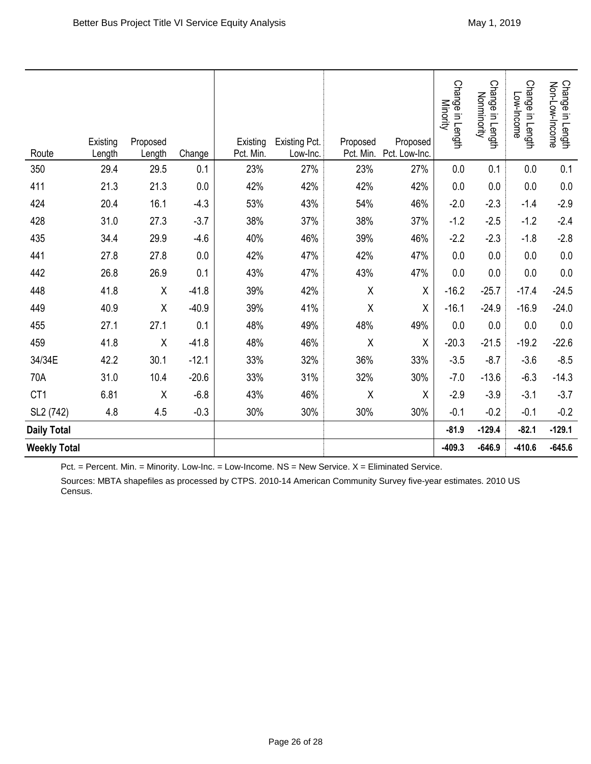| Route | Existing Length | Proposed Length | Change | Existing Pct. Min. | Existing Pct. Low-Inc. | Proposed Pct. Min. | Proposed Pct. Low-Inc. | Change in Length Minority | Change in Length Nonminority | Change in Length Low-Income | Change in Length Non-Low-Income |
|---|---|---|---|---|---|---|---|---|---|---|---|
| 350 | 29.4 | 29.5 | 0.1 | 23% | 27% | 23% | 27% | 0.0 | 0.1 | 0.0 | 0.1 |
| 411 | 21.3 | 21.3 | 0.0 | 42% | 42% | 42% | 42% | 0.0 | 0.0 | 0.0 | 0.0 |
| 424 | 20.4 | 16.1 | -4.3 | 53% | 43% | 54% | 46% | -2.0 | -2.3 | -1.4 | -2.9 |
| 428 | 31.0 | 27.3 | -3.7 | 38% | 37% | 38% | 37% | -1.2 | -2.5 | -1.2 | -2.4 |
| 435 | 34.4 | 29.9 | -4.6 | 40% | 46% | 39% | 46% | -2.2 | -2.3 | -1.8 | -2.8 |
| 441 | 27.8 | 27.8 | 0.0 | 42% | 47% | 42% | 47% | 0.0 | 0.0 | 0.0 | 0.0 |
| 442 | 26.8 | 26.9 | 0.1 | 43% | 47% | 43% | 47% | 0.0 | 0.0 | 0.0 | 0.0 |
| 448 | 41.8 | X | -41.8 | 39% | 42% | X | X | -16.2 | -25.7 | -17.4 | -24.5 |
| 449 | 40.9 | X | -40.9 | 39% | 41% | X | X | -16.1 | -24.9 | -16.9 | -24.0 |
| 455 | 27.1 | 27.1 | 0.1 | 48% | 49% | 48% | 49% | 0.0 | 0.0 | 0.0 | 0.0 |
| 459 | 41.8 | X | -41.8 | 48% | 46% | X | X | -20.3 | -21.5 | -19.2 | -22.6 |
| 34/34E | 42.2 | 30.1 | -12.1 | 33% | 32% | 36% | 33% | -3.5 | -8.7 | -3.6 | -8.5 |
| 70A | 31.0 | 10.4 | -20.6 | 33% | 31% | 32% | 30% | -7.0 | -13.6 | -6.3 | -14.3 |
| CT1 | 6.81 | X | -6.8 | 43% | 46% | X | X | -2.9 | -3.9 | -3.1 | -3.7 |
| SL2 (742) | 4.8 | 4.5 | -0.3 | 30% | 30% | 30% | 30% | -0.1 | -0.2 | -0.1 | -0.2 |
| **Daily Total** | | | | | | | | **-81.9** | **-129.4** | **-82.1** | **-129.1** |
| **Weekly Total** | | | | | | | | **-409.3** | **-646.9** | **-410.6** | **-645.6** |

Pct. = Percent. Min. = Minority. Low-Inc. = Low-Income. NS = New Service. X = Eliminated Service.

Sources: MBTA shapefiles as processed by CTPS. 2010-14 American Community Survey five-year estimates. 2010 US Census.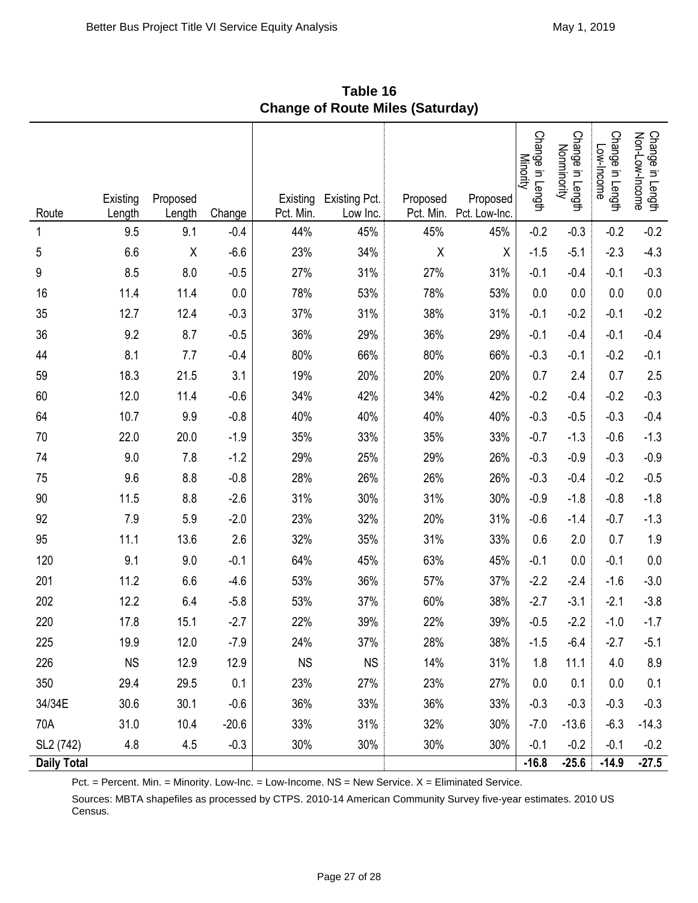**Table 16**
**Change of Route Miles (Saturday)**

| Route | Existing Length | Proposed Length | Change | Existing Pct. Min. | Existing Pct. Low Inc. | Proposed Pct. Min. | Proposed Pct. Low-Inc. | Change in Length Minority | Change in Length Nonminority | Change in Length Low-Income | Change in Length Non-Low-Income |
|---|---|---|---|---|---|---|---|---|---|---|---|
| 1 | 9.5 | 9.1 | -0.4 | 44% | 45% | 45% | 45% | -0.2 | -0.3 | -0.2 | -0.2 |
| 5 | 6.6 | X | -6.6 | 23% | 34% | X | X | -1.5 | -5.1 | -2.3 | -4.3 |
| 9 | 8.5 | 8.0 | -0.5 | 27% | 31% | 27% | 31% | -0.1 | -0.4 | -0.1 | -0.3 |
| 16 | 11.4 | 11.4 | 0.0 | 78% | 53% | 78% | 53% | 0.0 | 0.0 | 0.0 | 0.0 |
| 35 | 12.7 | 12.4 | -0.3 | 37% | 31% | 38% | 31% | -0.1 | -0.2 | -0.1 | -0.2 |
| 36 | 9.2 | 8.7 | -0.5 | 36% | 29% | 36% | 29% | -0.1 | -0.4 | -0.1 | -0.4 |
| 44 | 8.1 | 7.7 | -0.4 | 80% | 66% | 80% | 66% | -0.3 | -0.1 | -0.2 | -0.1 |
| 59 | 18.3 | 21.5 | 3.1 | 19% | 20% | 20% | 20% | 0.7 | 2.4 | 0.7 | 2.5 |
| 60 | 12.0 | 11.4 | -0.6 | 34% | 42% | 34% | 42% | -0.2 | -0.4 | -0.2 | -0.3 |
| 64 | 10.7 | 9.9 | -0.8 | 40% | 40% | 40% | 40% | -0.3 | -0.5 | -0.3 | -0.4 |
| 70 | 22.0 | 20.0 | -1.9 | 35% | 33% | 35% | 33% | -0.7 | -1.3 | -0.6 | -1.3 |
| 74 | 9.0 | 7.8 | -1.2 | 29% | 25% | 29% | 26% | -0.3 | -0.9 | -0.3 | -0.9 |
| 75 | 9.6 | 8.8 | -0.8 | 28% | 26% | 26% | 26% | -0.3 | -0.4 | -0.2 | -0.5 |
| 90 | 11.5 | 8.8 | -2.6 | 31% | 30% | 31% | 30% | -0.9 | -1.8 | -0.8 | -1.8 |
| 92 | 7.9 | 5.9 | -2.0 | 23% | 32% | 20% | 31% | -0.6 | -1.4 | -0.7 | -1.3 |
| 95 | 11.1 | 13.6 | 2.6 | 32% | 35% | 31% | 33% | 0.6 | 2.0 | 0.7 | 1.9 |
| 120 | 9.1 | 9.0 | -0.1 | 64% | 45% | 63% | 45% | -0.1 | 0.0 | -0.1 | 0.0 |
| 201 | 11.2 | 6.6 | -4.6 | 53% | 36% | 57% | 37% | -2.2 | -2.4 | -1.6 | -3.0 |
| 202 | 12.2 | 6.4 | -5.8 | 53% | 37% | 60% | 38% | -2.7 | -3.1 | -2.1 | -3.8 |
| 220 | 17.8 | 15.1 | -2.7 | 22% | 39% | 22% | 39% | -0.5 | -2.2 | -1.0 | -1.7 |
| 225 | 19.9 | 12.0 | -7.9 | 24% | 37% | 28% | 38% | -1.5 | -6.4 | -2.7 | -5.1 |
| 226 | NS | 12.9 | 12.9 | NS | NS | 14% | 31% | 1.8 | 11.1 | 4.0 | 8.9 |
| 350 | 29.4 | 29.5 | 0.1 | 23% | 27% | 23% | 27% | 0.0 | 0.1 | 0.0 | 0.1 |
| 34/34E | 30.6 | 30.1 | -0.6 | 36% | 33% | 36% | 33% | -0.3 | -0.3 | -0.3 | -0.3 |
| 70A | 31.0 | 10.4 | -20.6 | 33% | 31% | 32% | 30% | -7.0 | -13.6 | -6.3 | -14.3 |
| SL2 (742) | 4.8 | 4.5 | -0.3 | 30% | 30% | 30% | 30% | -0.1 | -0.2 | -0.1 | -0.2 |
| **Daily Total** | | | | | | | | **-16.8** | **-25.6** | **-14.9** | **-27.5** |

Pct. = Percent. Min. = Minority. Low-Inc. = Low-Income. NS = New Service. X = Eliminated Service.

Sources: MBTA shapefiles as processed by CTPS. 2010-14 American Community Survey five-year estimates. 2010 US Census.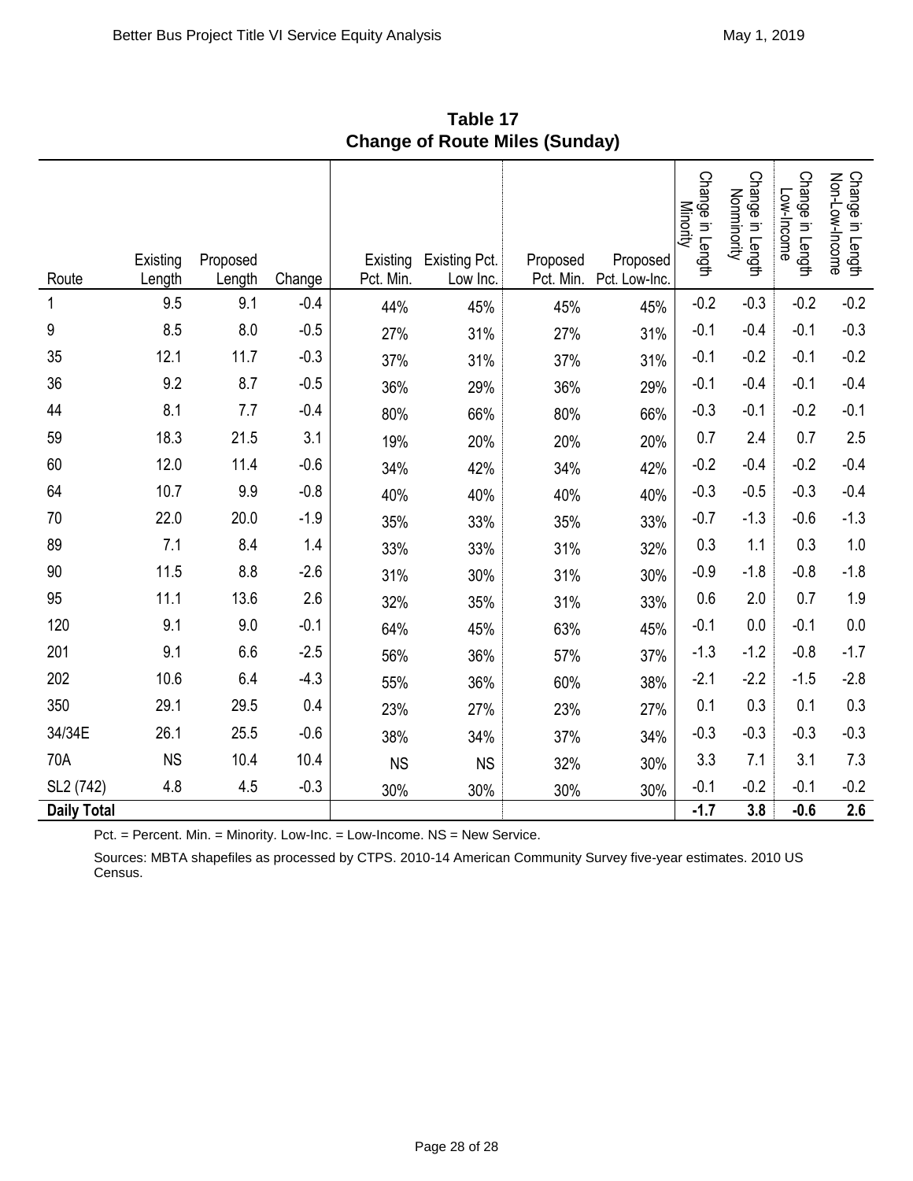**Table 17**
**Change of Route Miles (Sunday)**

| Route | Existing Length | Proposed Length | Change | Existing Pct. Min. | Existing Pct. Low Inc. | Proposed Pct. Min. | Proposed Pct. Low-Inc. | Change in Length Minority | Change in Length Nonminority | Change in Length Low-Income | Change in Length Non-Low-Income |
|---|---|---|---|---|---|---|---|---|---|---|---|
| 1 | 9.5 | 9.1 | -0.4 | 44% | 45% | 45% | 45% | -0.2 | -0.3 | -0.2 | -0.2 |
| 9 | 8.5 | 8.0 | -0.5 | 27% | 31% | 27% | 31% | -0.1 | -0.4 | -0.1 | -0.3 |
| 35 | 12.1 | 11.7 | -0.3 | 37% | 31% | 37% | 31% | -0.1 | -0.2 | -0.1 | -0.2 |
| 36 | 9.2 | 8.7 | -0.5 | 36% | 29% | 36% | 29% | -0.1 | -0.4 | -0.1 | -0.4 |
| 44 | 8.1 | 7.7 | -0.4 | 80% | 66% | 80% | 66% | -0.3 | -0.1 | -0.2 | -0.1 |
| 59 | 18.3 | 21.5 | 3.1 | 19% | 20% | 20% | 20% | 0.7 | 2.4 | 0.7 | 2.5 |
| 60 | 12.0 | 11.4 | -0.6 | 34% | 42% | 34% | 42% | -0.2 | -0.4 | -0.2 | -0.4 |
| 64 | 10.7 | 9.9 | -0.8 | 40% | 40% | 40% | 40% | -0.3 | -0.5 | -0.3 | -0.4 |
| 70 | 22.0 | 20.0 | -1.9 | 35% | 33% | 35% | 33% | -0.7 | -1.3 | -0.6 | -1.3 |
| 89 | 7.1 | 8.4 | 1.4 | 33% | 33% | 31% | 32% | 0.3 | 1.1 | 0.3 | 1.0 |
| 90 | 11.5 | 8.8 | -2.6 | 31% | 30% | 31% | 30% | -0.9 | -1.8 | -0.8 | -1.8 |
| 95 | 11.1 | 13.6 | 2.6 | 32% | 35% | 31% | 33% | 0.6 | 2.0 | 0.7 | 1.9 |
| 120 | 9.1 | 9.0 | -0.1 | 64% | 45% | 63% | 45% | -0.1 | 0.0 | -0.1 | 0.0 |
| 201 | 9.1 | 6.6 | -2.5 | 56% | 36% | 57% | 37% | -1.3 | -1.2 | -0.8 | -1.7 |
| 202 | 10.6 | 6.4 | -4.3 | 55% | 36% | 60% | 38% | -2.1 | -2.2 | -1.5 | -2.8 |
| 350 | 29.1 | 29.5 | 0.4 | 23% | 27% | 23% | 27% | 0.1 | 0.3 | 0.1 | 0.3 |
| 34/34E | 26.1 | 25.5 | -0.6 | 38% | 34% | 37% | 34% | -0.3 | -0.3 | -0.3 | -0.3 |
| 70A | NS | 10.4 | 10.4 | NS | NS | 32% | 30% | 3.3 | 7.1 | 3.1 | 7.3 |
| SL2 (742) | 4.8 | 4.5 | -0.3 | 30% | 30% | 30% | 30% | -0.1 | -0.2 | -0.1 | -0.2 |
| **Daily Total** | | | | | | | | **-1.7** | **3.8** | **-0.6** | **2.6** |

Pct. = Percent. Min. = Minority. Low-Inc. = Low-Income. NS = New Service.

Sources: MBTA shapefiles as processed by CTPS. 2010-14 American Community Survey five-year estimates. 2010 US Census.